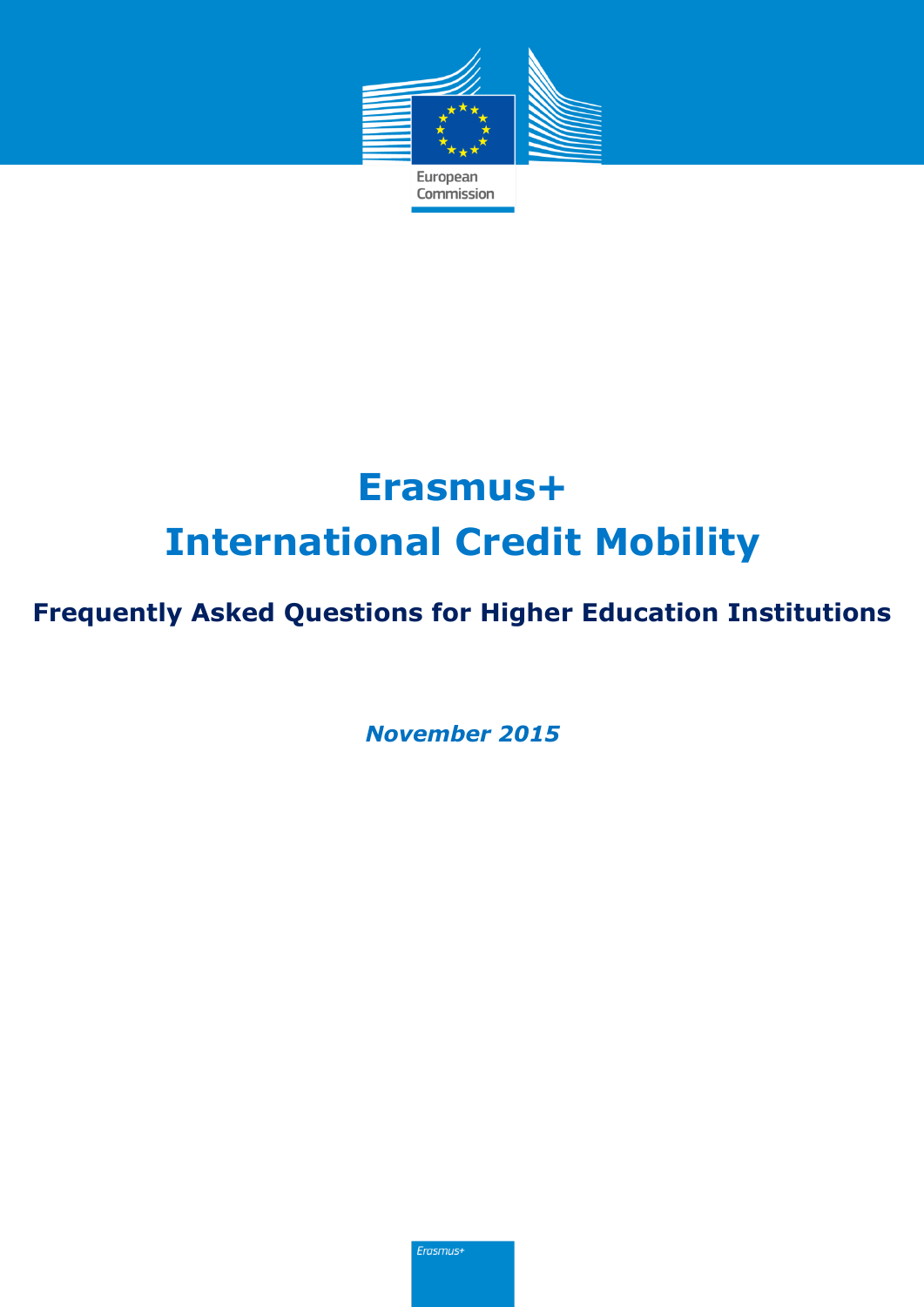# Erasmus+

# International Credit Mobility

## Frequently Asked Questions for Higher Education Institutions

*November 2015*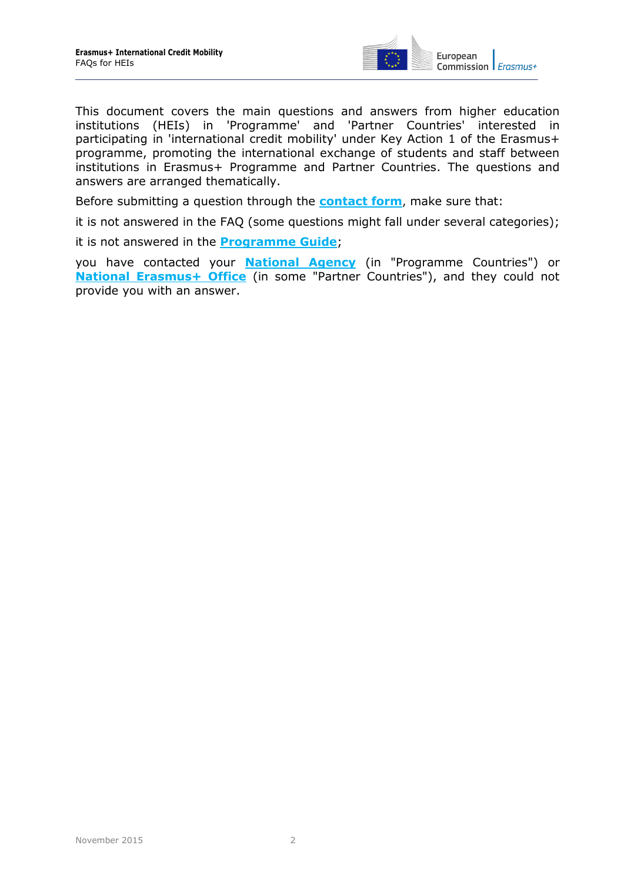This document covers the main questions and answers from higher education institutions (HEIs) in 'Programme' and 'Partner Countries' interested in participating in 'international credit mobility' under Key Action 1 of the Erasmus+ programme, promoting the international exchange of students and staff between institutions in Erasmus+ Programme and Partner Countries. The questions and answers are arranged thematically.

Before submitting a question through the **contact form**, make sure that:

it is not answered in the FAQ (some questions might fall under several categories);

it is not answered in the **Programme Guide**;

you have contacted your **National Agency** (in "Programme Countries") or **National Erasmus+ Office** (in some "Partner Countries"), and they could not provide you with an answer.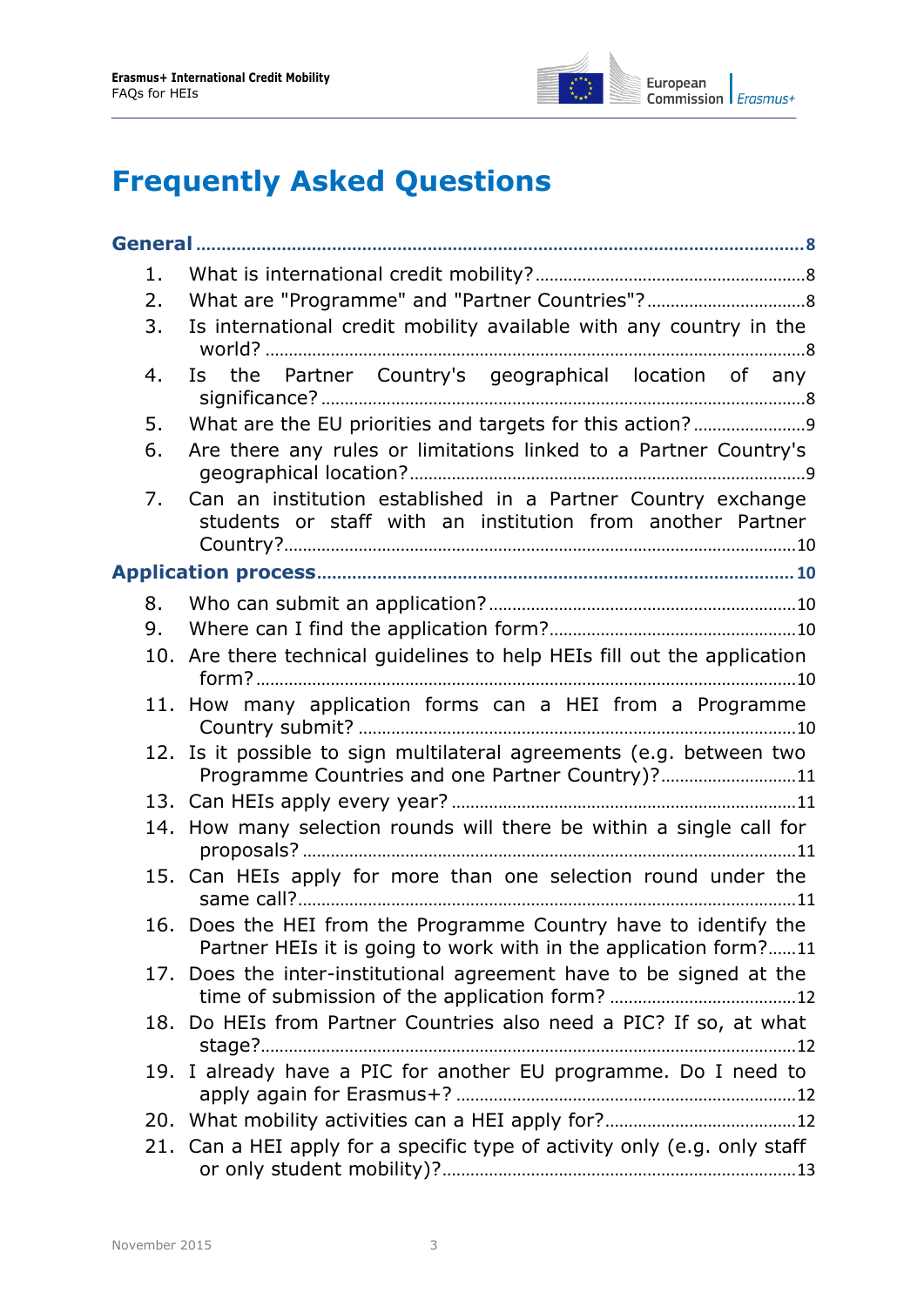# Frequently Asked Questions

**General** ..... 8

1. What is international credit mobility? ..... 8
2. What are "Programme" and "Partner Countries"? ..... 8
3. Is international credit mobility available with any country in the world? ..... 8
4. Is the Partner Country's geographical location of any significance? ..... 8
5. What are the EU priorities and targets for this action? ..... 9
6. Are there any rules or limitations linked to a Partner Country's geographical location? ..... 9
7. Can an institution established in a Partner Country exchange students or staff with an institution from another Partner Country? ..... 10

**Application process** ..... 10

8. Who can submit an application? ..... 10
9. Where can I find the application form? ..... 10
10. Are there technical guidelines to help HEIs fill out the application form? ..... 10
11. How many application forms can a HEI from a Programme Country submit? ..... 10
12. Is it possible to sign multilateral agreements (e.g. between two Programme Countries and one Partner Country)? ..... 11
13. Can HEIs apply every year? ..... 11
14. How many selection rounds will there be within a single call for proposals? ..... 11
15. Can HEIs apply for more than one selection round under the same call? ..... 11
16. Does the HEI from the Programme Country have to identify the Partner HEIs it is going to work with in the application form? ..... 11
17. Does the inter-institutional agreement have to be signed at the time of submission of the application form? ..... 12
18. Do HEIs from Partner Countries also need a PIC? If so, at what stage? ..... 12
19. I already have a PIC for another EU programme. Do I need to apply again for Erasmus+? ..... 12
20. What mobility activities can a HEI apply for? ..... 12
21. Can a HEI apply for a specific type of activity only (e.g. only staff or only student mobility)? ..... 13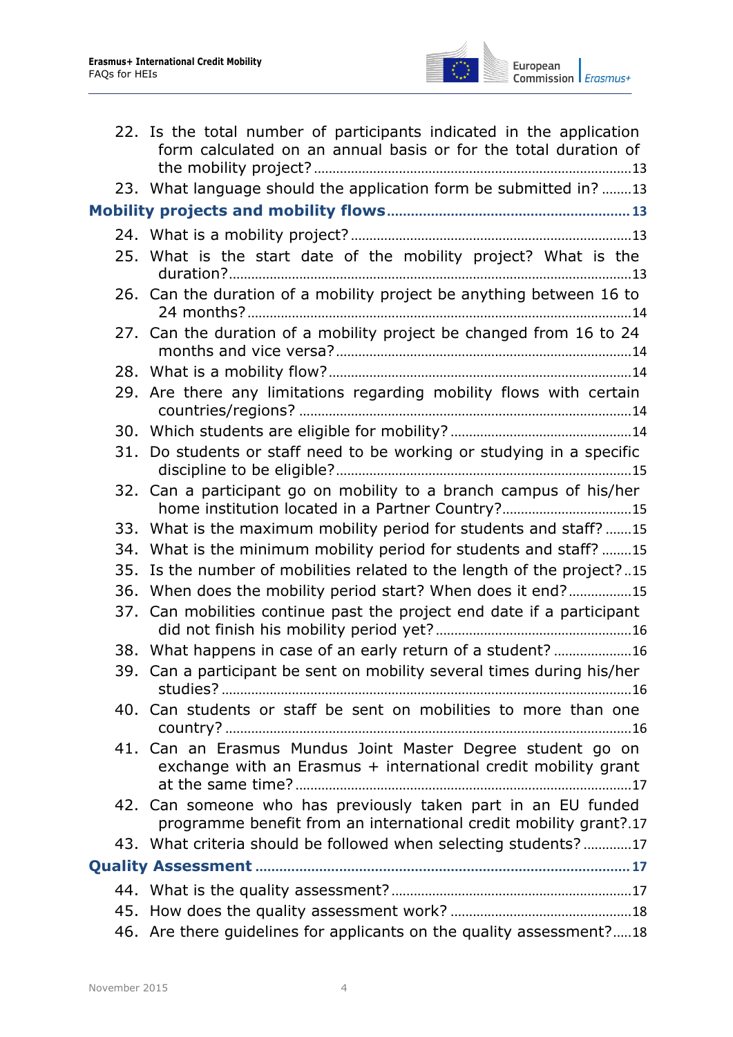22. Is the total number of participants indicated in the application form calculated on an annual basis or for the total duration of the mobility project? ....13
23. What language should the application form be submitted in? ....13

**Mobility projects and mobility flows** ....13

24. What is a mobility project? ....13
25. What is the start date of the mobility project? What is the duration? ....13
26. Can the duration of a mobility project be anything between 16 to 24 months? ....14
27. Can the duration of a mobility project be changed from 16 to 24 months and vice versa? ....14
28. What is a mobility flow? ....14
29. Are there any limitations regarding mobility flows with certain countries/regions? ....14
30. Which students are eligible for mobility? ....14
31. Do students or staff need to be working or studying in a specific discipline to be eligible? ....15
32. Can a participant go on mobility to a branch campus of his/her home institution located in a Partner Country? ....15
33. What is the maximum mobility period for students and staff? ....15
34. What is the minimum mobility period for students and staff? ....15
35. Is the number of mobilities related to the length of the project? ....15
36. When does the mobility period start? When does it end? ....15
37. Can mobilities continue past the project end date if a participant did not finish his mobility period yet? ....16
38. What happens in case of an early return of a student? ....16
39. Can a participant be sent on mobility several times during his/her studies? ....16
40. Can students or staff be sent on mobilities to more than one country? ....16
41. Can an Erasmus Mundus Joint Master Degree student go on exchange with an Erasmus + international credit mobility grant at the same time? ....17
42. Can someone who has previously taken part in an EU funded programme benefit from an international credit mobility grant? ....17
43. What criteria should be followed when selecting students? ....17

**Quality Assessment** ....17

44. What is the quality assessment? ....17
45. How does the quality assessment work? ....18
46. Are there guidelines for applicants on the quality assessment? ....18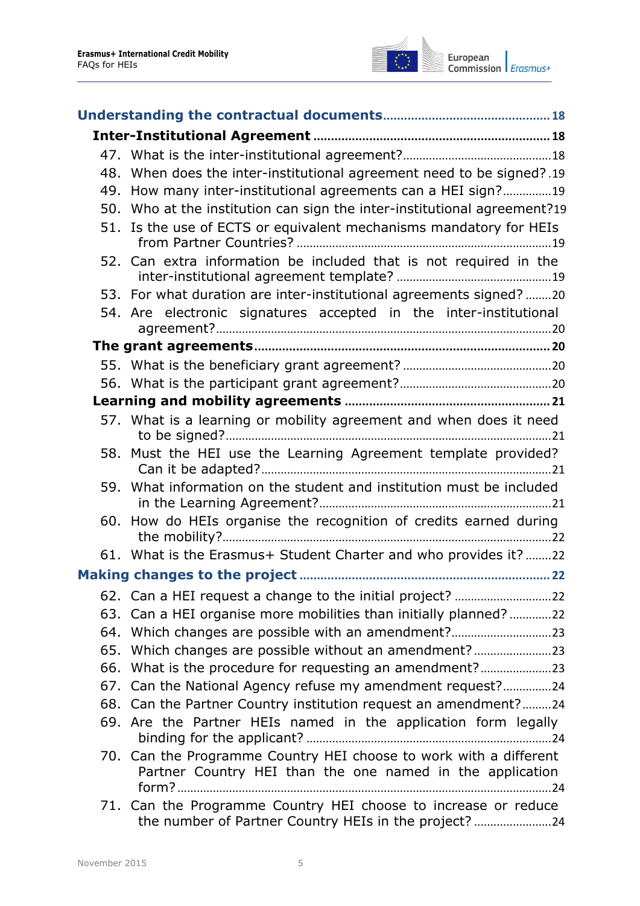**Understanding the contractual documents** .......... 18

**Inter-Institutional Agreement** .......... 18

47. What is the inter-institutional agreement? .......... 18
48. When does the inter-institutional agreement need to be signed? .......... 19
49. How many inter-institutional agreements can a HEI sign? .......... 19
50. Who at the institution can sign the inter-institutional agreement? .......... 19
51. Is the use of ECTS or equivalent mechanisms mandatory for HEIs from Partner Countries? .......... 19
52. Can extra information be included that is not required in the inter-institutional agreement template? .......... 19
53. For what duration are inter-institutional agreements signed? .......... 20
54. Are electronic signatures accepted in the inter-institutional agreement? .......... 20

**The grant agreements** .......... 20

55. What is the beneficiary grant agreement? .......... 20
56. What is the participant grant agreement? .......... 20

**Learning and mobility agreements** .......... 21

57. What is a learning or mobility agreement and when does it need to be signed? .......... 21
58. Must the HEI use the Learning Agreement template provided? Can it be adapted? .......... 21
59. What information on the student and institution must be included in the Learning Agreement? .......... 21
60. How do HEIs organise the recognition of credits earned during the mobility? .......... 22
61. What is the Erasmus+ Student Charter and who provides it? .......... 22

**Making changes to the project** .......... 22

62. Can a HEI request a change to the initial project? .......... 22
63. Can a HEI organise more mobilities than initially planned? .......... 22
64. Which changes are possible with an amendment? .......... 23
65. Which changes are possible without an amendment? .......... 23
66. What is the procedure for requesting an amendment? .......... 23
67. Can the National Agency refuse my amendment request? .......... 24
68. Can the Partner Country institution request an amendment? .......... 24
69. Are the Partner HEIs named in the application form legally binding for the applicant? .......... 24
70. Can the Programme Country HEI choose to work with a different Partner Country HEI than the one named in the application form? .......... 24
71. Can the Programme Country HEI choose to increase or reduce the number of Partner Country HEIs in the project? .......... 24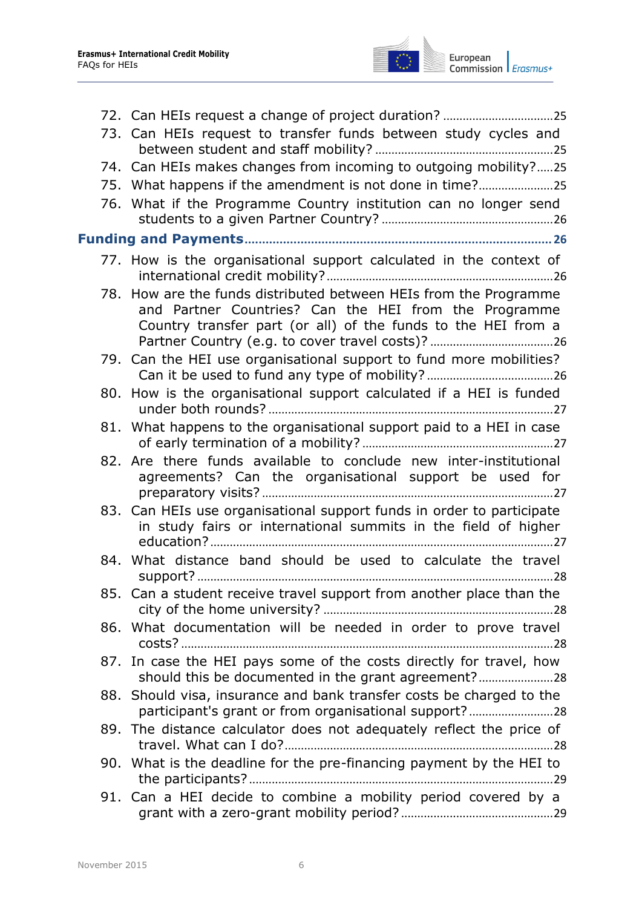72. Can HEIs request a change of project duration? ....25
73. Can HEIs request to transfer funds between study cycles and between student and staff mobility? ....25
74. Can HEIs makes changes from incoming to outgoing mobility? ....25
75. What happens if the amendment is not done in time? ....25
76. What if the Programme Country institution can no longer send students to a given Partner Country? ....26

**Funding and Payments** ....26

77. How is the organisational support calculated in the context of international credit mobility? ....26
78. How are the funds distributed between HEIs from the Programme and Partner Countries? Can the HEI from the Programme Country transfer part (or all) of the funds to the HEI from a Partner Country (e.g. to cover travel costs)? ....26
79. Can the HEI use organisational support to fund more mobilities? Can it be used to fund any type of mobility? ....26
80. How is the organisational support calculated if a HEI is funded under both rounds? ....27
81. What happens to the organisational support paid to a HEI in case of early termination of a mobility? ....27
82. Are there funds available to conclude new inter-institutional agreements? Can the organisational support be used for preparatory visits? ....27
83. Can HEIs use organisational support funds in order to participate in study fairs or international summits in the field of higher education? ....27
84. What distance band should be used to calculate the travel support? ....28
85. Can a student receive travel support from another place than the city of the home university? ....28
86. What documentation will be needed in order to prove travel costs? ....28
87. In case the HEI pays some of the costs directly for travel, how should this be documented in the grant agreement? ....28
88. Should visa, insurance and bank transfer costs be charged to the participant's grant or from organisational support? ....28
89. The distance calculator does not adequately reflect the price of travel. What can I do? ....28
90. What is the deadline for the pre-financing payment by the HEI to the participants? ....29
91. Can a HEI decide to combine a mobility period covered by a grant with a zero-grant mobility period? ....29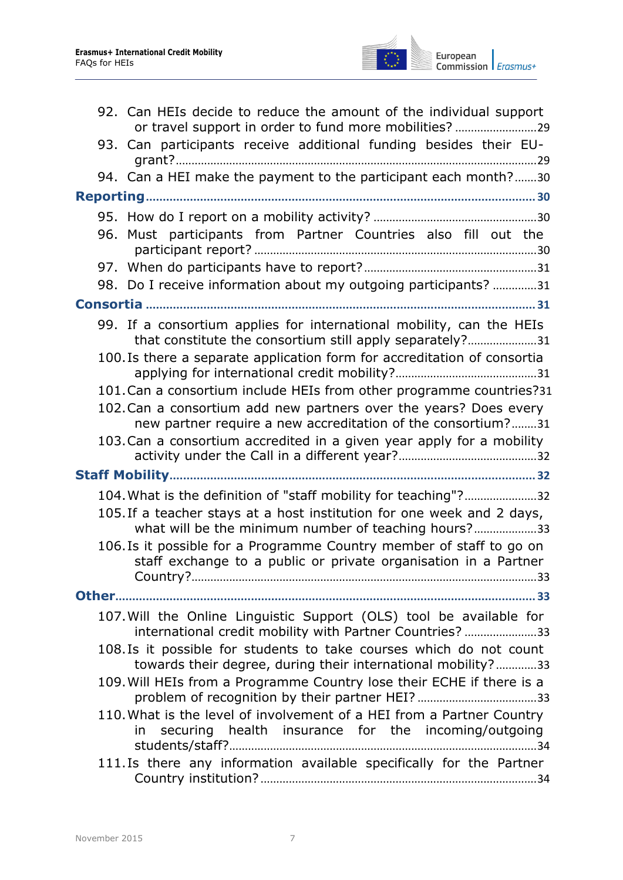92. Can HEIs decide to reduce the amount of the individual support or travel support in order to fund more mobilities? ........................ 29
93. Can participants receive additional funding besides their EU-grant? ........................ 29
94. Can a HEI make the payment to the participant each month? ........................ 30

**Reporting** ........................ 30

95. How do I report on a mobility activity? ........................ 30
96. Must participants from Partner Countries also fill out the participant report? ........................ 30
97. When do participants have to report? ........................ 31
98. Do I receive information about my outgoing participants? ........................ 31

**Consortia** ........................ 31

99. If a consortium applies for international mobility, can the HEIs that constitute the consortium still apply separately? ........................ 31
100. Is there a separate application form for accreditation of consortia applying for international credit mobility? ........................ 31
101. Can a consortium include HEIs from other programme countries? 31
102. Can a consortium add new partners over the years? Does every new partner require a new accreditation of the consortium? ........................ 31
103. Can a consortium accredited in a given year apply for a mobility activity under the Call in a different year? ........................ 32

**Staff Mobility** ........................ 32

104. What is the definition of "staff mobility for teaching"? ........................ 32
105. If a teacher stays at a host institution for one week and 2 days, what will be the minimum number of teaching hours? ........................ 33
106. Is it possible for a Programme Country member of staff to go on staff exchange to a public or private organisation in a Partner Country? ........................ 33

**Other** ........................ 33

107. Will the Online Linguistic Support (OLS) tool be available for international credit mobility with Partner Countries? ........................ 33
108. Is it possible for students to take courses which do not count towards their degree, during their international mobility? ........................ 33
109. Will HEIs from a Programme Country lose their ECHE if there is a problem of recognition by their partner HEI? ........................ 33
110. What is the level of involvement of a HEI from a Partner Country in securing health insurance for the incoming/outgoing students/staff? ........................ 34
111. Is there any information available specifically for the Partner Country institution? ........................ 34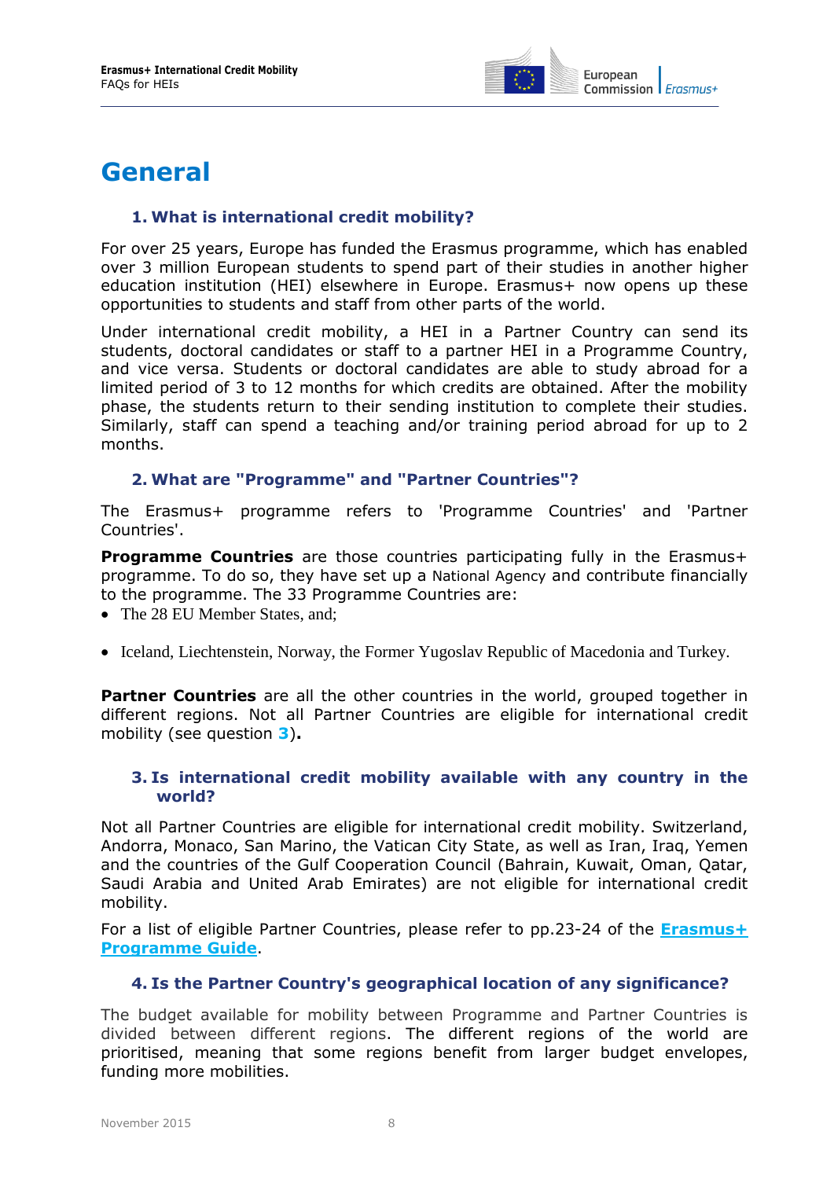# General

### 1. What is international credit mobility?

For over 25 years, Europe has funded the Erasmus programme, which has enabled over 3 million European students to spend part of their studies in another higher education institution (HEI) elsewhere in Europe. Erasmus+ now opens up these opportunities to students and staff from other parts of the world.

Under international credit mobility, a HEI in a Partner Country can send its students, doctoral candidates or staff to a partner HEI in a Programme Country, and vice versa. Students or doctoral candidates are able to study abroad for a limited period of 3 to 12 months for which credits are obtained. After the mobility phase, the students return to their sending institution to complete their studies. Similarly, staff can spend a teaching and/or training period abroad for up to 2 months.

### 2. What are "Programme" and "Partner Countries"?

The Erasmus+ programme refers to 'Programme Countries' and 'Partner Countries'.

**Programme Countries** are those countries participating fully in the Erasmus+ programme. To do so, they have set up a National Agency and contribute financially to the programme. The 33 Programme Countries are:

- The 28 EU Member States, and;
- Iceland, Liechtenstein, Norway, the Former Yugoslav Republic of Macedonia and Turkey.

**Partner Countries** are all the other countries in the world, grouped together in different regions. Not all Partner Countries are eligible for international credit mobility (see question **3**)**.**

### 3. Is international credit mobility available with any country in the world?

Not all Partner Countries are eligible for international credit mobility. Switzerland, Andorra, Monaco, San Marino, the Vatican City State, as well as Iran, Iraq, Yemen and the countries of the Gulf Cooperation Council (Bahrain, Kuwait, Oman, Qatar, Saudi Arabia and United Arab Emirates) are not eligible for international credit mobility.

For a list of eligible Partner Countries, please refer to pp.23-24 of the **Erasmus+ Programme Guide**.

### 4. Is the Partner Country's geographical location of any significance?

The budget available for mobility between Programme and Partner Countries is divided between different regions. The different regions of the world are prioritised, meaning that some regions benefit from larger budget envelopes, funding more mobilities.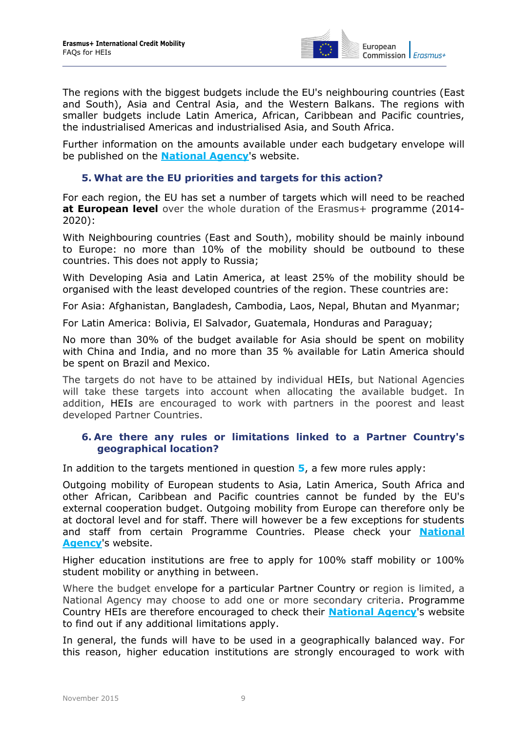The regions with the biggest budgets include the EU's neighbouring countries (East and South), Asia and Central Asia, and the Western Balkans. The regions with smaller budgets include Latin America, African, Caribbean and Pacific countries, the industrialised Americas and industrialised Asia, and South Africa.

Further information on the amounts available under each budgetary envelope will be published on the **National Agency**'s website.

### 5. What are the EU priorities and targets for this action?

For each region, the EU has set a number of targets which will need to be reached **at European level** over the whole duration of the Erasmus+ programme (2014-2020):

With Neighbouring countries (East and South), mobility should be mainly inbound to Europe: no more than 10% of the mobility should be outbound to these countries. This does not apply to Russia;

With Developing Asia and Latin America, at least 25% of the mobility should be organised with the least developed countries of the region. These countries are:

For Asia: Afghanistan, Bangladesh, Cambodia, Laos, Nepal, Bhutan and Myanmar;

For Latin America: Bolivia, El Salvador, Guatemala, Honduras and Paraguay;

No more than 30% of the budget available for Asia should be spent on mobility with China and India, and no more than 35 % available for Latin America should be spent on Brazil and Mexico.

The targets do not have to be attained by individual HEIs, but National Agencies will take these targets into account when allocating the available budget. In addition, HEIs are encouraged to work with partners in the poorest and least developed Partner Countries.

### 6. Are there any rules or limitations linked to a Partner Country's geographical location?

In addition to the targets mentioned in question **5**, a few more rules apply:

Outgoing mobility of European students to Asia, Latin America, South Africa and other African, Caribbean and Pacific countries cannot be funded by the EU's external cooperation budget. Outgoing mobility from Europe can therefore only be at doctoral level and for staff. There will however be a few exceptions for students and staff from certain Programme Countries. Please check your **National Agency**'s website.

Higher education institutions are free to apply for 100% staff mobility or 100% student mobility or anything in between.

Where the budget envelope for a particular Partner Country or region is limited, a National Agency may choose to add one or more secondary criteria. Programme Country HEIs are therefore encouraged to check their **National Agency**'s website to find out if any additional limitations apply.

In general, the funds will have to be used in a geographically balanced way. For this reason, higher education institutions are strongly encouraged to work with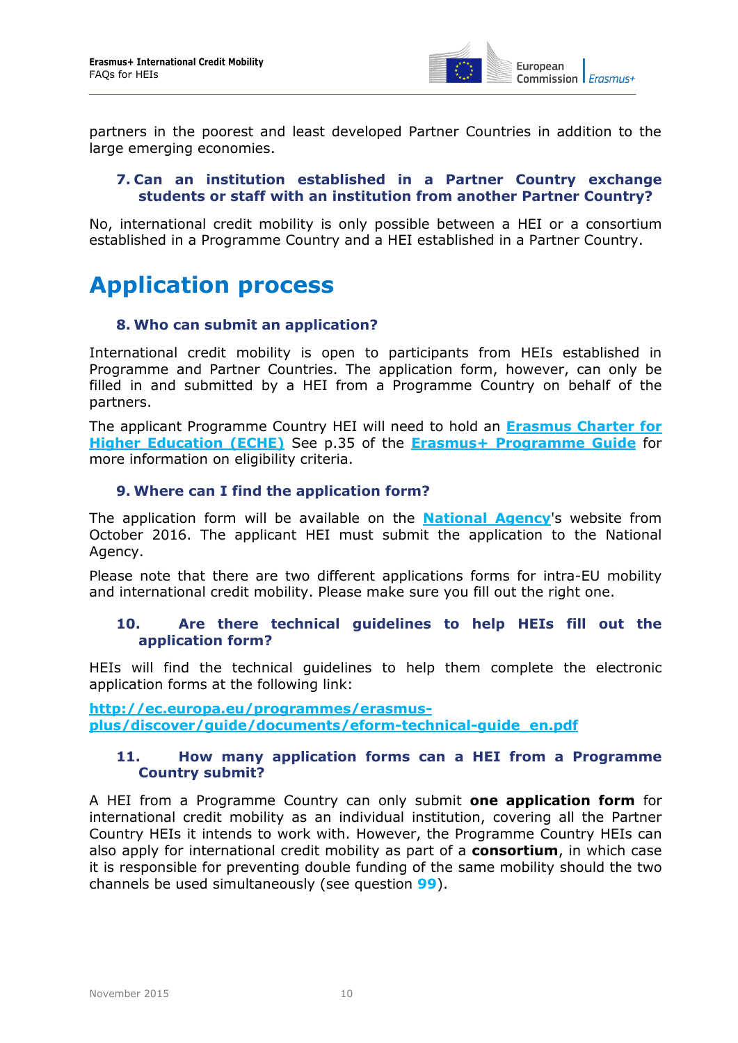partners in the poorest and least developed Partner Countries in addition to the large emerging economies.

### 7. Can an institution established in a Partner Country exchange students or staff with an institution from another Partner Country?

No, international credit mobility is only possible between a HEI or a consortium established in a Programme Country and a HEI established in a Partner Country.

# Application process

### 8. Who can submit an application?

International credit mobility is open to participants from HEIs established in Programme and Partner Countries. The application form, however, can only be filled in and submitted by a HEI from a Programme Country on behalf of the partners.

The applicant Programme Country HEI will need to hold an **Erasmus Charter for Higher Education (ECHE)** See p.35 of the **Erasmus+ Programme Guide** for more information on eligibility criteria.

### 9. Where can I find the application form?

The application form will be available on the **National Agency**'s website from October 2016. The applicant HEI must submit the application to the National Agency.

Please note that there are two different applications forms for intra-EU mobility and international credit mobility. Please make sure you fill out the right one.

### 10. Are there technical guidelines to help HEIs fill out the application form?

HEIs will find the technical guidelines to help them complete the electronic application forms at the following link:

**http://ec.europa.eu/programmes/erasmus-plus/discover/guide/documents/eform-technical-guide_en.pdf**

### 11. How many application forms can a HEI from a Programme Country submit?

A HEI from a Programme Country can only submit **one application form** for international credit mobility as an individual institution, covering all the Partner Country HEIs it intends to work with. However, the Programme Country HEIs can also apply for international credit mobility as part of a **consortium**, in which case it is responsible for preventing double funding of the same mobility should the two channels be used simultaneously (see question **99**).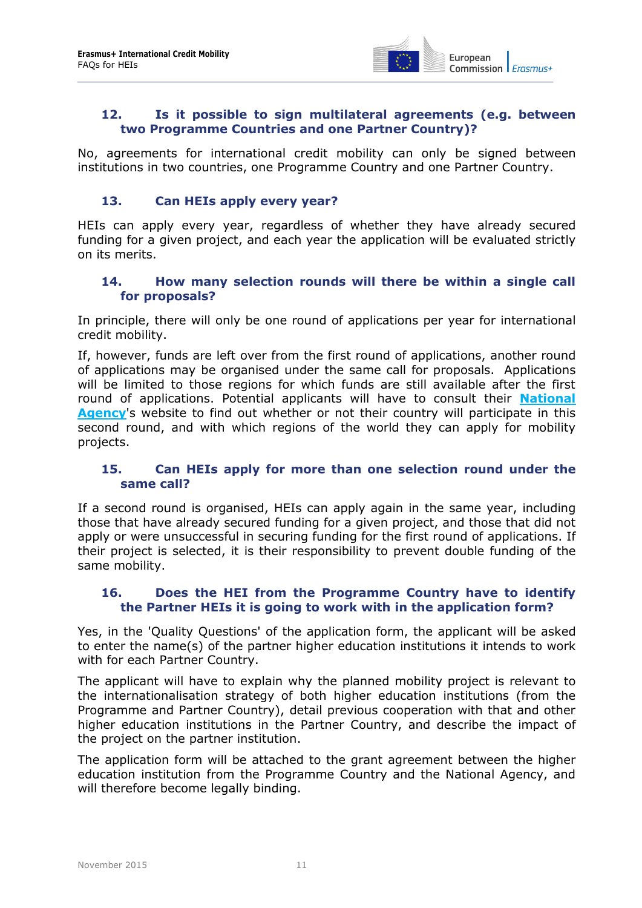### 12. Is it possible to sign multilateral agreements (e.g. between two Programme Countries and one Partner Country)?

No, agreements for international credit mobility can only be signed between institutions in two countries, one Programme Country and one Partner Country.

### 13. Can HEIs apply every year?

HEIs can apply every year, regardless of whether they have already secured funding for a given project, and each year the application will be evaluated strictly on its merits.

### 14. How many selection rounds will there be within a single call for proposals?

In principle, there will only be one round of applications per year for international credit mobility.

If, however, funds are left over from the first round of applications, another round of applications may be organised under the same call for proposals. Applications will be limited to those regions for which funds are still available after the first round of applications. Potential applicants will have to consult their **National Agency**'s website to find out whether or not their country will participate in this second round, and with which regions of the world they can apply for mobility projects.

### 15. Can HEIs apply for more than one selection round under the same call?

If a second round is organised, HEIs can apply again in the same year, including those that have already secured funding for a given project, and those that did not apply or were unsuccessful in securing funding for the first round of applications. If their project is selected, it is their responsibility to prevent double funding of the same mobility.

### 16. Does the HEI from the Programme Country have to identify the Partner HEIs it is going to work with in the application form?

Yes, in the 'Quality Questions' of the application form, the applicant will be asked to enter the name(s) of the partner higher education institutions it intends to work with for each Partner Country.

The applicant will have to explain why the planned mobility project is relevant to the internationalisation strategy of both higher education institutions (from the Programme and Partner Country), detail previous cooperation with that and other higher education institutions in the Partner Country, and describe the impact of the project on the partner institution.

The application form will be attached to the grant agreement between the higher education institution from the Programme Country and the National Agency, and will therefore become legally binding.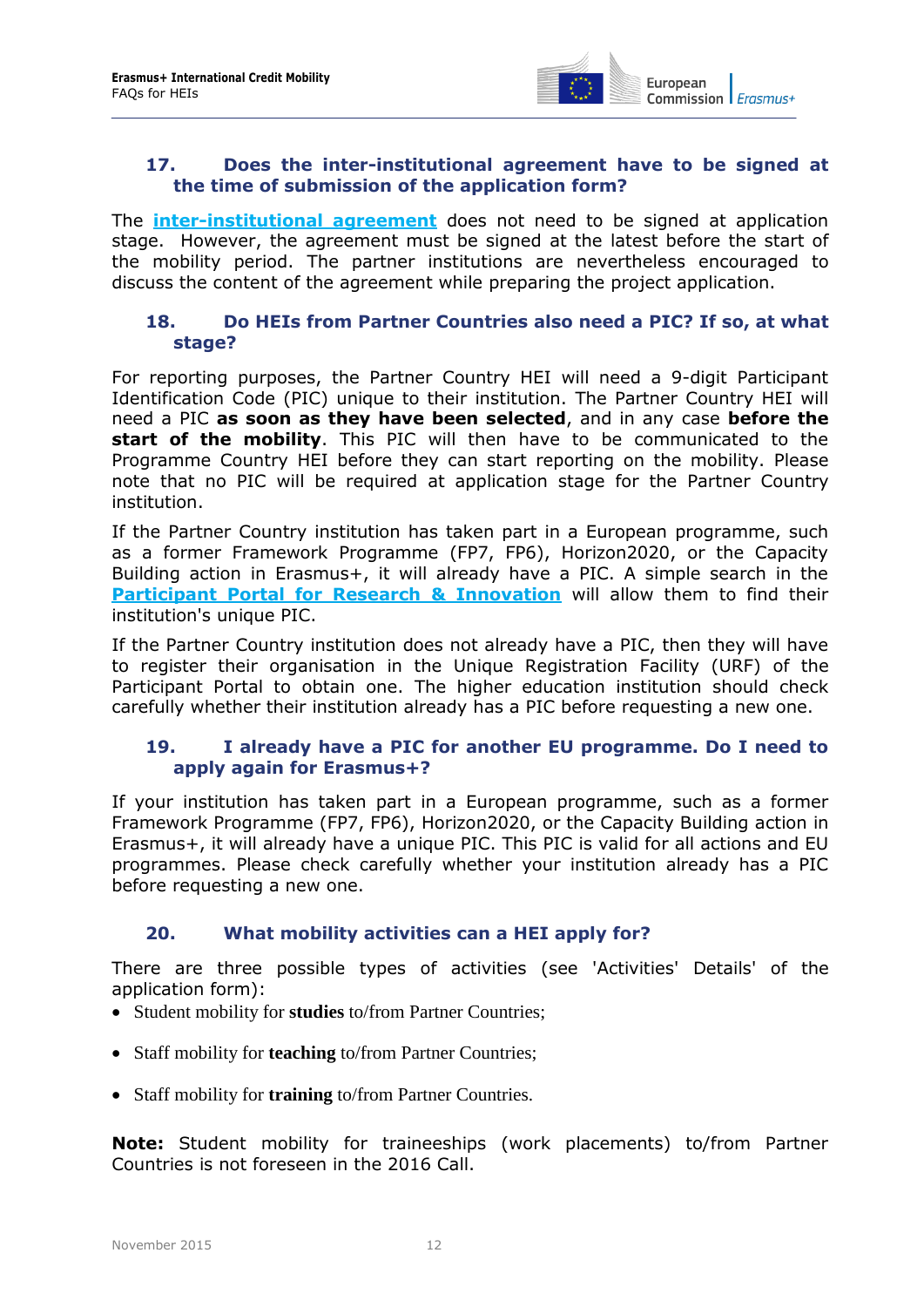### 17. Does the inter-institutional agreement have to be signed at the time of submission of the application form?

The **inter-institutional agreement** does not need to be signed at application stage. However, the agreement must be signed at the latest before the start of the mobility period. The partner institutions are nevertheless encouraged to discuss the content of the agreement while preparing the project application.

### 18. Do HEIs from Partner Countries also need a PIC? If so, at what stage?

For reporting purposes, the Partner Country HEI will need a 9-digit Participant Identification Code (PIC) unique to their institution. The Partner Country HEI will need a PIC **as soon as they have been selected**, and in any case **before the start of the mobility**. This PIC will then have to be communicated to the Programme Country HEI before they can start reporting on the mobility. Please note that no PIC will be required at application stage for the Partner Country institution.

If the Partner Country institution has taken part in a European programme, such as a former Framework Programme (FP7, FP6), Horizon2020, or the Capacity Building action in Erasmus+, it will already have a PIC. A simple search in the **Participant Portal for Research & Innovation** will allow them to find their institution's unique PIC.

If the Partner Country institution does not already have a PIC, then they will have to register their organisation in the Unique Registration Facility (URF) of the Participant Portal to obtain one. The higher education institution should check carefully whether their institution already has a PIC before requesting a new one.

### 19. I already have a PIC for another EU programme. Do I need to apply again for Erasmus+?

If your institution has taken part in a European programme, such as a former Framework Programme (FP7, FP6), Horizon2020, or the Capacity Building action in Erasmus+, it will already have a unique PIC. This PIC is valid for all actions and EU programmes. Please check carefully whether your institution already has a PIC before requesting a new one.

### 20. What mobility activities can a HEI apply for?

There are three possible types of activities (see 'Activities' Details' of the application form):

- Student mobility for **studies** to/from Partner Countries;
- Staff mobility for **teaching** to/from Partner Countries;
- Staff mobility for **training** to/from Partner Countries.

**Note:** Student mobility for traineeships (work placements) to/from Partner Countries is not foreseen in the 2016 Call.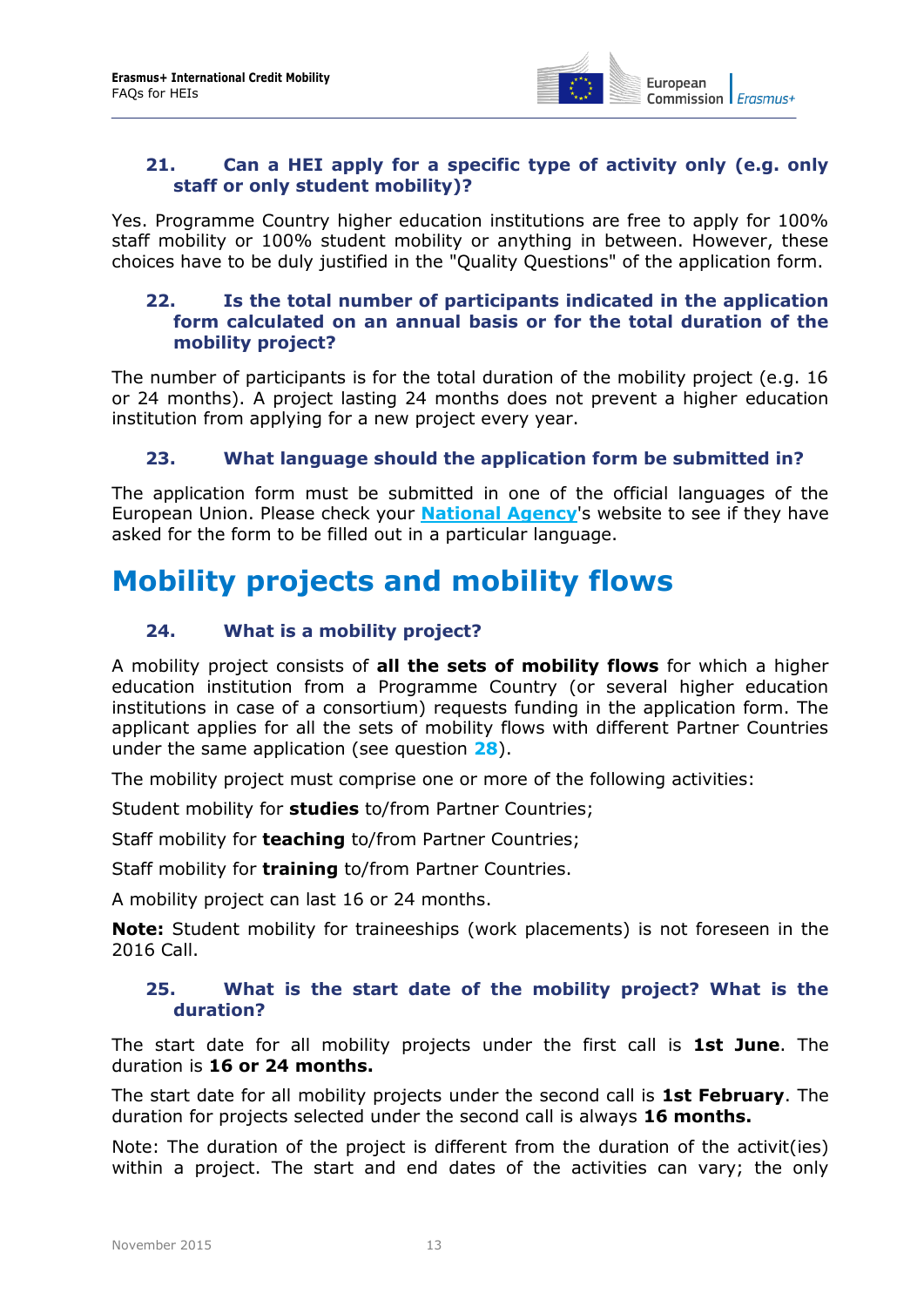### 21. Can a HEI apply for a specific type of activity only (e.g. only staff or only student mobility)?

Yes. Programme Country higher education institutions are free to apply for 100% staff mobility or 100% student mobility or anything in between. However, these choices have to be duly justified in the "Quality Questions" of the application form.

### 22. Is the total number of participants indicated in the application form calculated on an annual basis or for the total duration of the mobility project?

The number of participants is for the total duration of the mobility project (e.g. 16 or 24 months). A project lasting 24 months does not prevent a higher education institution from applying for a new project every year.

### 23. What language should the application form be submitted in?

The application form must be submitted in one of the official languages of the European Union. Please check your **National Agency**'s website to see if they have asked for the form to be filled out in a particular language.

# Mobility projects and mobility flows

### 24. What is a mobility project?

A mobility project consists of **all the sets of mobility flows** for which a higher education institution from a Programme Country (or several higher education institutions in case of a consortium) requests funding in the application form. The applicant applies for all the sets of mobility flows with different Partner Countries under the same application (see question **28**).

The mobility project must comprise one or more of the following activities:

Student mobility for **studies** to/from Partner Countries;

Staff mobility for **teaching** to/from Partner Countries;

Staff mobility for **training** to/from Partner Countries.

A mobility project can last 16 or 24 months.

**Note:** Student mobility for traineeships (work placements) is not foreseen in the 2016 Call.

### 25. What is the start date of the mobility project? What is the duration?

The start date for all mobility projects under the first call is **1st June**. The duration is **16 or 24 months.**

The start date for all mobility projects under the second call is **1st February**. The duration for projects selected under the second call is always **16 months.**

Note: The duration of the project is different from the duration of the activit(ies) within a project. The start and end dates of the activities can vary; the only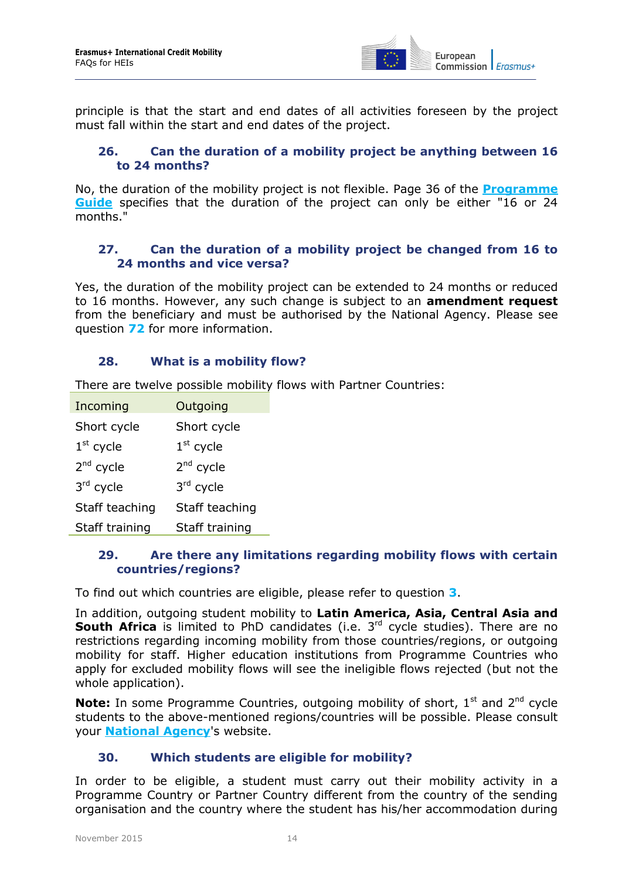principle is that the start and end dates of all activities foreseen by the project must fall within the start and end dates of the project.

### 26. Can the duration of a mobility project be anything between 16 to 24 months?

No, the duration of the mobility project is not flexible. Page 36 of the **Programme Guide** specifies that the duration of the project can only be either "16 or 24 months."

### 27. Can the duration of a mobility project be changed from 16 to 24 months and vice versa?

Yes, the duration of the mobility project can be extended to 24 months or reduced to 16 months. However, any such change is subject to an **amendment request** from the beneficiary and must be authorised by the National Agency. Please see question **72** for more information.

### 28. What is a mobility flow?

There are twelve possible mobility flows with Partner Countries:

| Incoming | Outgoing |
|---|---|
| Short cycle | Short cycle |
| 1st cycle | 1st cycle |
| 2nd cycle | 2nd cycle |
| 3rd cycle | 3rd cycle |
| Staff teaching | Staff teaching |
| Staff training | Staff training |

### 29. Are there any limitations regarding mobility flows with certain countries/regions?

To find out which countries are eligible, please refer to question **3**.

In addition, outgoing student mobility to **Latin America, Asia, Central Asia and South Africa** is limited to PhD candidates (i.e. 3rd cycle studies). There are no restrictions regarding incoming mobility from those countries/regions, or outgoing mobility for staff. Higher education institutions from Programme Countries who apply for excluded mobility flows will see the ineligible flows rejected (but not the whole application).

**Note:** In some Programme Countries, outgoing mobility of short, 1st and 2nd cycle students to the above-mentioned regions/countries will be possible. Please consult your **National Agency**'s website.

### 30. Which students are eligible for mobility?

In order to be eligible, a student must carry out their mobility activity in a Programme Country or Partner Country different from the country of the sending organisation and the country where the student has his/her accommodation during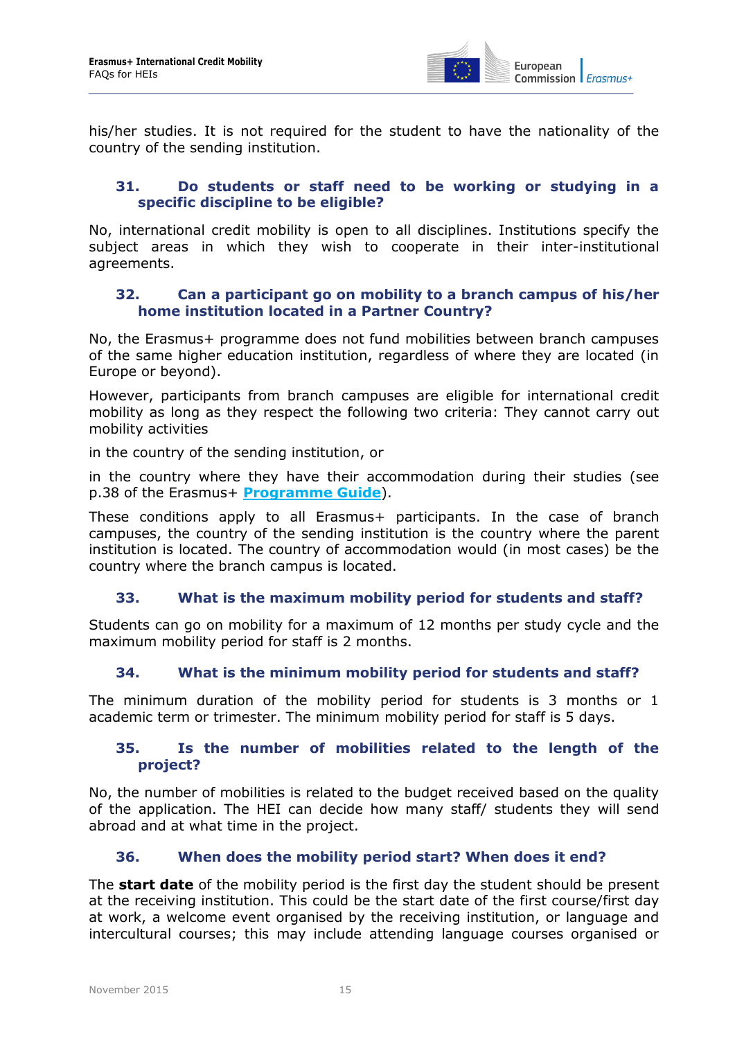his/her studies. It is not required for the student to have the nationality of the country of the sending institution.

### 31. Do students or staff need to be working or studying in a specific discipline to be eligible?

No, international credit mobility is open to all disciplines. Institutions specify the subject areas in which they wish to cooperate in their inter-institutional agreements.

### 32. Can a participant go on mobility to a branch campus of his/her home institution located in a Partner Country?

No, the Erasmus+ programme does not fund mobilities between branch campuses of the same higher education institution, regardless of where they are located (in Europe or beyond).

However, participants from branch campuses are eligible for international credit mobility as long as they respect the following two criteria: They cannot carry out mobility activities

in the country of the sending institution, or

in the country where they have their accommodation during their studies (see p.38 of the Erasmus+ **Programme Guide**).

These conditions apply to all Erasmus+ participants. In the case of branch campuses, the country of the sending institution is the country where the parent institution is located. The country of accommodation would (in most cases) be the country where the branch campus is located.

### 33. What is the maximum mobility period for students and staff?

Students can go on mobility for a maximum of 12 months per study cycle and the maximum mobility period for staff is 2 months.

### 34. What is the minimum mobility period for students and staff?

The minimum duration of the mobility period for students is 3 months or 1 academic term or trimester. The minimum mobility period for staff is 5 days.

### 35. Is the number of mobilities related to the length of the project?

No, the number of mobilities is related to the budget received based on the quality of the application. The HEI can decide how many staff/ students they will send abroad and at what time in the project.

### 36. When does the mobility period start? When does it end?

The **start date** of the mobility period is the first day the student should be present at the receiving institution. This could be the start date of the first course/first day at work, a welcome event organised by the receiving institution, or language and intercultural courses; this may include attending language courses organised or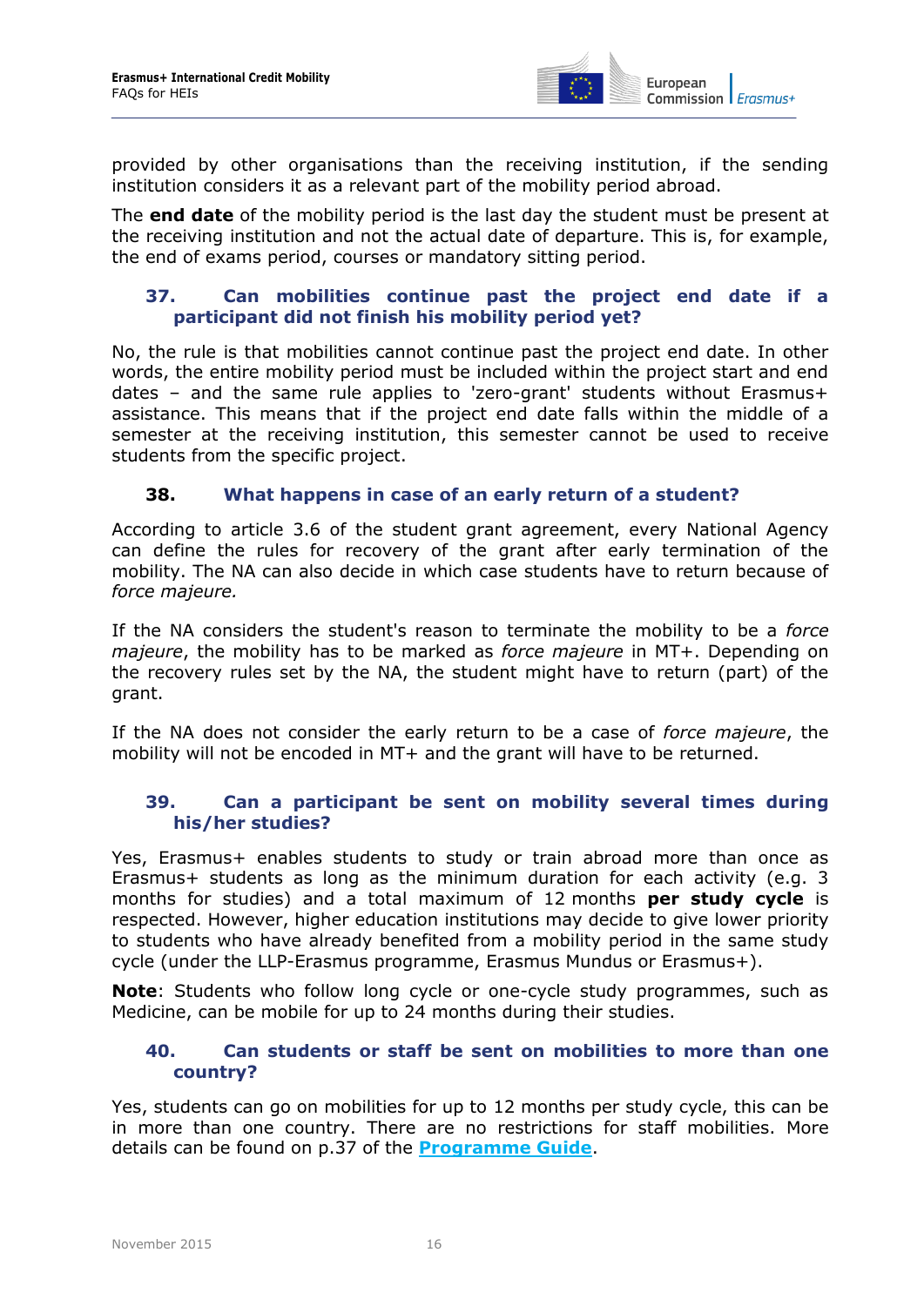provided by other organisations than the receiving institution, if the sending institution considers it as a relevant part of the mobility period abroad.

The **end date** of the mobility period is the last day the student must be present at the receiving institution and not the actual date of departure. This is, for example, the end of exams period, courses or mandatory sitting period.

### 37. Can mobilities continue past the project end date if a participant did not finish his mobility period yet?

No, the rule is that mobilities cannot continue past the project end date. In other words, the entire mobility period must be included within the project start and end dates – and the same rule applies to 'zero-grant' students without Erasmus+ assistance. This means that if the project end date falls within the middle of a semester at the receiving institution, this semester cannot be used to receive students from the specific project.

### 38. What happens in case of an early return of a student?

According to article 3.6 of the student grant agreement, every National Agency can define the rules for recovery of the grant after early termination of the mobility. The NA can also decide in which case students have to return because of *force majeure.*

If the NA considers the student's reason to terminate the mobility to be a *force majeure*, the mobility has to be marked as *force majeure* in MT+. Depending on the recovery rules set by the NA, the student might have to return (part) of the grant.

If the NA does not consider the early return to be a case of *force majeure*, the mobility will not be encoded in MT+ and the grant will have to be returned.

### 39. Can a participant be sent on mobility several times during his/her studies?

Yes, Erasmus+ enables students to study or train abroad more than once as Erasmus+ students as long as the minimum duration for each activity (e.g. 3 months for studies) and a total maximum of 12 months **per study cycle** is respected. However, higher education institutions may decide to give lower priority to students who have already benefited from a mobility period in the same study cycle (under the LLP-Erasmus programme, Erasmus Mundus or Erasmus+).

**Note**: Students who follow long cycle or one-cycle study programmes, such as Medicine, can be mobile for up to 24 months during their studies.

### 40. Can students or staff be sent on mobilities to more than one country?

Yes, students can go on mobilities for up to 12 months per study cycle, this can be in more than one country. There are no restrictions for staff mobilities. More details can be found on p.37 of the **Programme Guide**.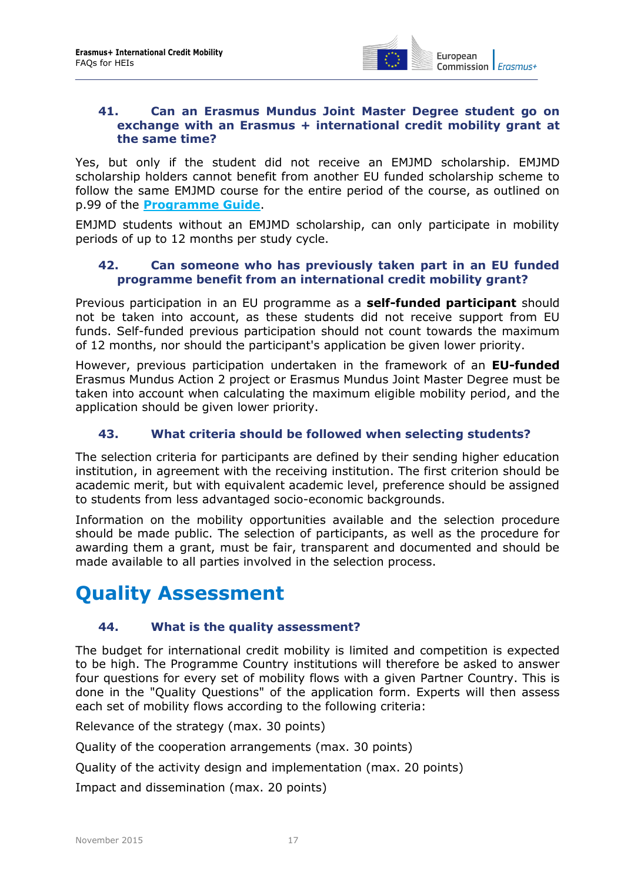### 41. Can an Erasmus Mundus Joint Master Degree student go on exchange with an Erasmus + international credit mobility grant at the same time?

Yes, but only if the student did not receive an EMJMD scholarship. EMJMD scholarship holders cannot benefit from another EU funded scholarship scheme to follow the same EMJMD course for the entire period of the course, as outlined on p.99 of the [Programme Guide](Programme Guide).

EMJMD students without an EMJMD scholarship, can only participate in mobility periods of up to 12 months per study cycle.

### 42. Can someone who has previously taken part in an EU funded programme benefit from an international credit mobility grant?

Previous participation in an EU programme as a **self-funded participant** should not be taken into account, as these students did not receive support from EU funds. Self-funded previous participation should not count towards the maximum of 12 months, nor should the participant's application be given lower priority.

However, previous participation undertaken in the framework of an **EU-funded** Erasmus Mundus Action 2 project or Erasmus Mundus Joint Master Degree must be taken into account when calculating the maximum eligible mobility period, and the application should be given lower priority.

### 43. What criteria should be followed when selecting students?

The selection criteria for participants are defined by their sending higher education institution, in agreement with the receiving institution. The first criterion should be academic merit, but with equivalent academic level, preference should be assigned to students from less advantaged socio-economic backgrounds.

Information on the mobility opportunities available and the selection procedure should be made public. The selection of participants, as well as the procedure for awarding them a grant, must be fair, transparent and documented and should be made available to all parties involved in the selection process.

# Quality Assessment

### 44. What is the quality assessment?

The budget for international credit mobility is limited and competition is expected to be high. The Programme Country institutions will therefore be asked to answer four questions for every set of mobility flows with a given Partner Country. This is done in the "Quality Questions" of the application form. Experts will then assess each set of mobility flows according to the following criteria:

Relevance of the strategy (max. 30 points)

Quality of the cooperation arrangements (max. 30 points)

Quality of the activity design and implementation (max. 20 points)

Impact and dissemination (max. 20 points)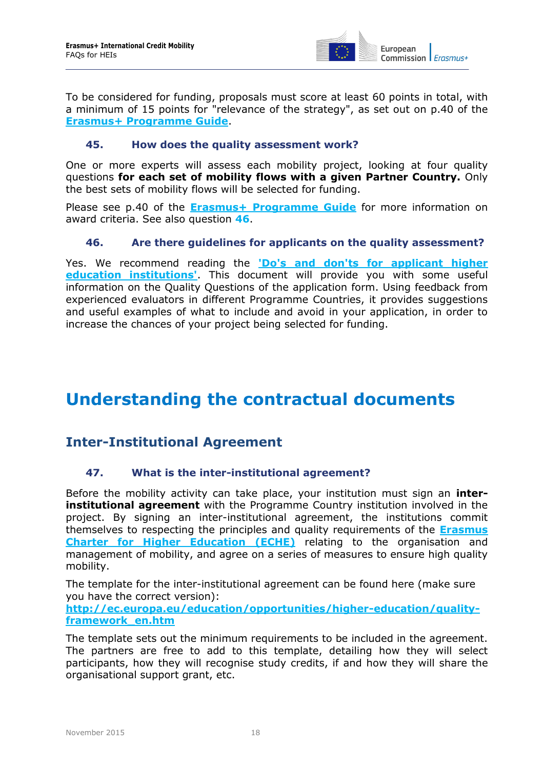To be considered for funding, proposals must score at least 60 points in total, with a minimum of 15 points for "relevance of the strategy", as set out on p.40 of the **Erasmus+ Programme Guide**.

### 45. How does the quality assessment work?

One or more experts will assess each mobility project, looking at four quality questions **for each set of mobility flows with a given Partner Country.** Only the best sets of mobility flows will be selected for funding.

Please see p.40 of the **Erasmus+ Programme Guide** for more information on award criteria. See also question **46**.

### 46. Are there guidelines for applicants on the quality assessment?

Yes. We recommend reading the **'Do's and don'ts for applicant higher education institutions'**. This document will provide you with some useful information on the Quality Questions of the application form. Using feedback from experienced evaluators in different Programme Countries, it provides suggestions and useful examples of what to include and avoid in your application, in order to increase the chances of your project being selected for funding.

# Understanding the contractual documents

## Inter-Institutional Agreement

### 47. What is the inter-institutional agreement?

Before the mobility activity can take place, your institution must sign an **inter-institutional agreement** with the Programme Country institution involved in the project. By signing an inter-institutional agreement, the institutions commit themselves to respecting the principles and quality requirements of the **Erasmus Charter for Higher Education (ECHE)** relating to the organisation and management of mobility, and agree on a series of measures to ensure high quality mobility.

The template for the inter-institutional agreement can be found here (make sure you have the correct version):
**http://ec.europa.eu/education/opportunities/higher-education/quality-framework_en.htm**

The template sets out the minimum requirements to be included in the agreement. The partners are free to add to this template, detailing how they will select participants, how they will recognise study credits, if and how they will share the organisational support grant, etc.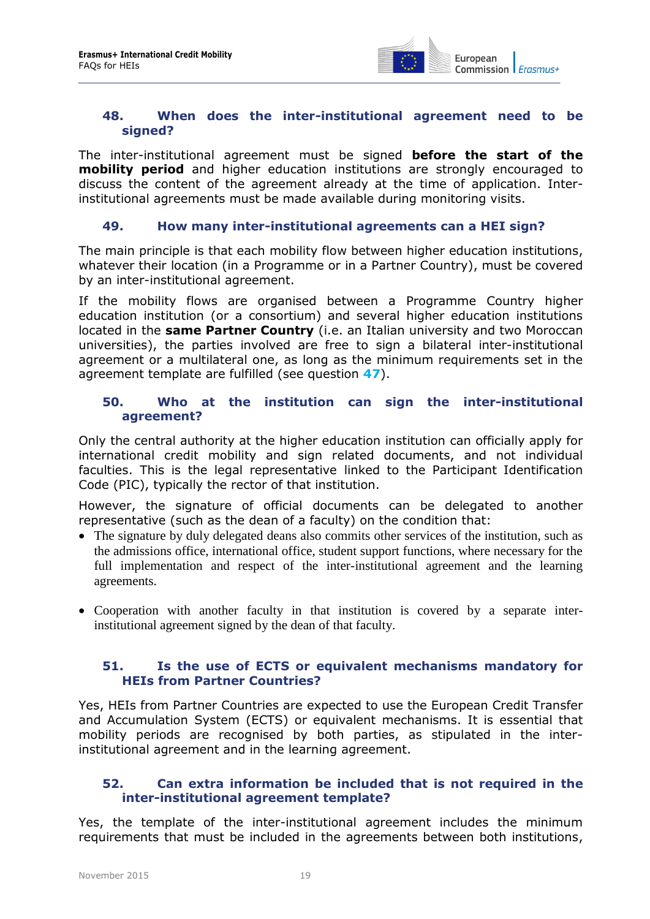### 48. When does the inter-institutional agreement need to be signed?

The inter-institutional agreement must be signed **before the start of the mobility period** and higher education institutions are strongly encouraged to discuss the content of the agreement already at the time of application. Inter-institutional agreements must be made available during monitoring visits.

### 49. How many inter-institutional agreements can a HEI sign?

The main principle is that each mobility flow between higher education institutions, whatever their location (in a Programme or in a Partner Country), must be covered by an inter-institutional agreement.

If the mobility flows are organised between a Programme Country higher education institution (or a consortium) and several higher education institutions located in the **same Partner Country** (i.e. an Italian university and two Moroccan universities), the parties involved are free to sign a bilateral inter-institutional agreement or a multilateral one, as long as the minimum requirements set in the agreement template are fulfilled (see question **47**).

### 50. Who at the institution can sign the inter-institutional agreement?

Only the central authority at the higher education institution can officially apply for international credit mobility and sign related documents, and not individual faculties. This is the legal representative linked to the Participant Identification Code (PIC), typically the rector of that institution.

However, the signature of official documents can be delegated to another representative (such as the dean of a faculty) on the condition that:

- The signature by duly delegated deans also commits other services of the institution, such as the admissions office, international office, student support functions, where necessary for the full implementation and respect of the inter-institutional agreement and the learning agreements.
- Cooperation with another faculty in that institution is covered by a separate inter-institutional agreement signed by the dean of that faculty.

### 51. Is the use of ECTS or equivalent mechanisms mandatory for HEIs from Partner Countries?

Yes, HEIs from Partner Countries are expected to use the European Credit Transfer and Accumulation System (ECTS) or equivalent mechanisms. It is essential that mobility periods are recognised by both parties, as stipulated in the inter-institutional agreement and in the learning agreement.

### 52. Can extra information be included that is not required in the inter-institutional agreement template?

Yes, the template of the inter-institutional agreement includes the minimum requirements that must be included in the agreements between both institutions,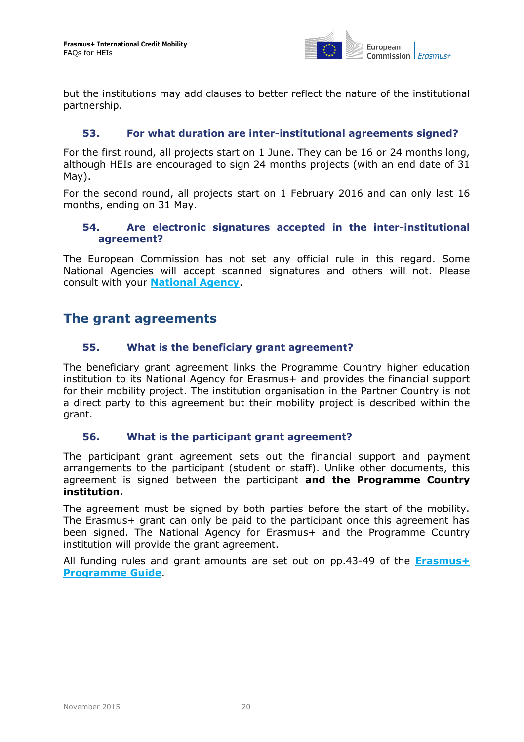but the institutions may add clauses to better reflect the nature of the institutional partnership.

### 53. For what duration are inter-institutional agreements signed?

For the first round, all projects start on 1 June. They can be 16 or 24 months long, although HEIs are encouraged to sign 24 months projects (with an end date of 31 May).

For the second round, all projects start on 1 February 2016 and can only last 16 months, ending on 31 May.

### 54. Are electronic signatures accepted in the inter-institutional agreement?

The European Commission has not set any official rule in this regard. Some National Agencies will accept scanned signatures and others will not. Please consult with your **National Agency**.

## The grant agreements

### 55. What is the beneficiary grant agreement?

The beneficiary grant agreement links the Programme Country higher education institution to its National Agency for Erasmus+ and provides the financial support for their mobility project. The institution organisation in the Partner Country is not a direct party to this agreement but their mobility project is described within the grant.

### 56. What is the participant grant agreement?

The participant grant agreement sets out the financial support and payment arrangements to the participant (student or staff). Unlike other documents, this agreement is signed between the participant **and the Programme Country institution.**

The agreement must be signed by both parties before the start of the mobility. The Erasmus+ grant can only be paid to the participant once this agreement has been signed. The National Agency for Erasmus+ and the Programme Country institution will provide the grant agreement.

All funding rules and grant amounts are set out on pp.43-49 of the **Erasmus+ Programme Guide**.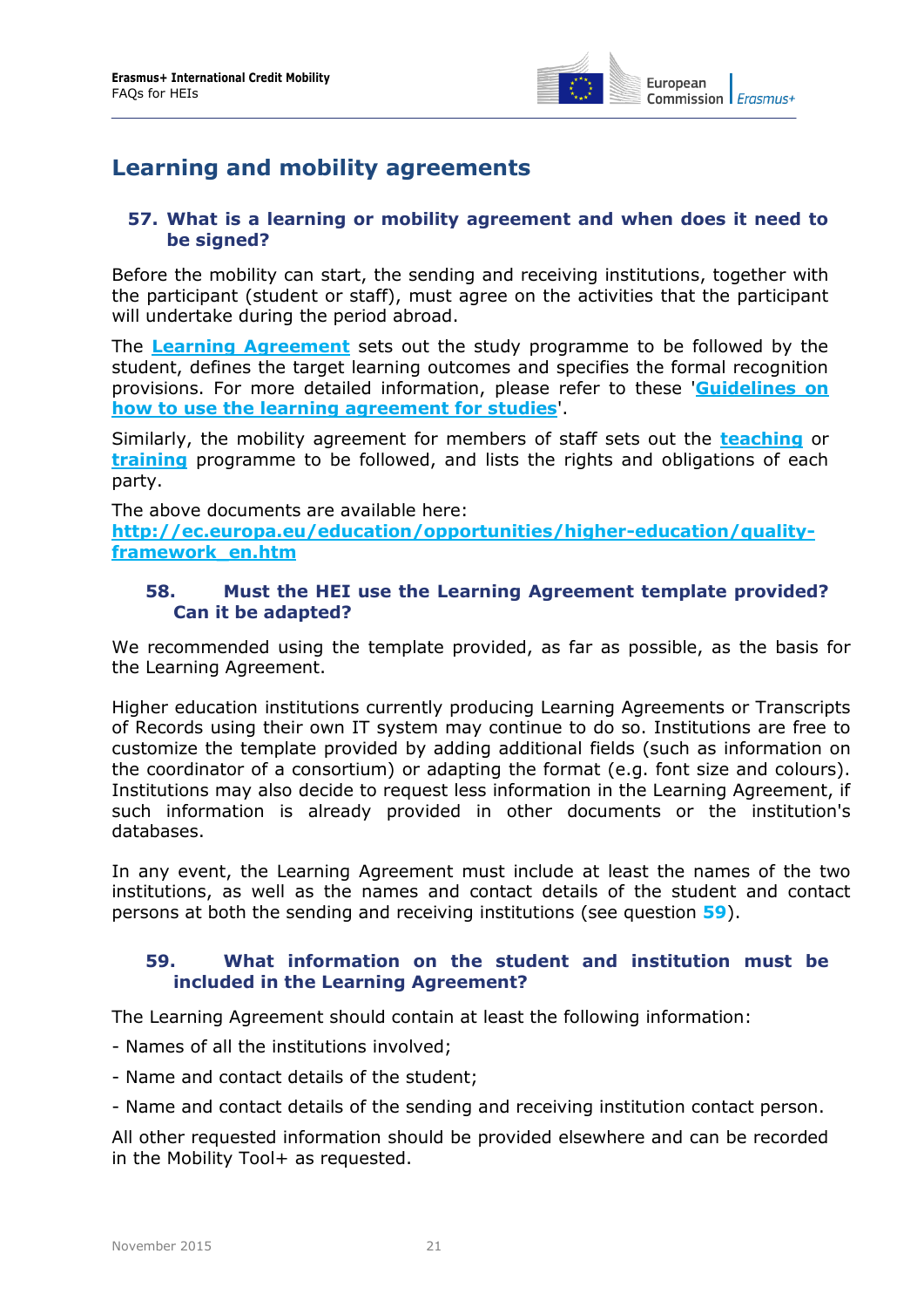# Learning and mobility agreements

### 57. What is a learning or mobility agreement and when does it need to be signed?

Before the mobility can start, the sending and receiving institutions, together with the participant (student or staff), must agree on the activities that the participant will undertake during the period abroad.

The **Learning Agreement** sets out the study programme to be followed by the student, defines the target learning outcomes and specifies the formal recognition provisions. For more detailed information, please refer to these '**Guidelines on how to use the learning agreement for studies**'.

Similarly, the mobility agreement for members of staff sets out the **teaching** or **training** programme to be followed, and lists the rights and obligations of each party.

The above documents are available here:
**http://ec.europa.eu/education/opportunities/higher-education/quality-framework_en.htm**

### 58. Must the HEI use the Learning Agreement template provided? Can it be adapted?

We recommended using the template provided, as far as possible, as the basis for the Learning Agreement.

Higher education institutions currently producing Learning Agreements or Transcripts of Records using their own IT system may continue to do so. Institutions are free to customize the template provided by adding additional fields (such as information on the coordinator of a consortium) or adapting the format (e.g. font size and colours). Institutions may also decide to request less information in the Learning Agreement, if such information is already provided in other documents or the institution's databases.

In any event, the Learning Agreement must include at least the names of the two institutions, as well as the names and contact details of the student and contact persons at both the sending and receiving institutions (see question **59**).

### 59. What information on the student and institution must be included in the Learning Agreement?

The Learning Agreement should contain at least the following information:

- Names of all the institutions involved;

- Name and contact details of the student;

- Name and contact details of the sending and receiving institution contact person.

All other requested information should be provided elsewhere and can be recorded in the Mobility Tool+ as requested.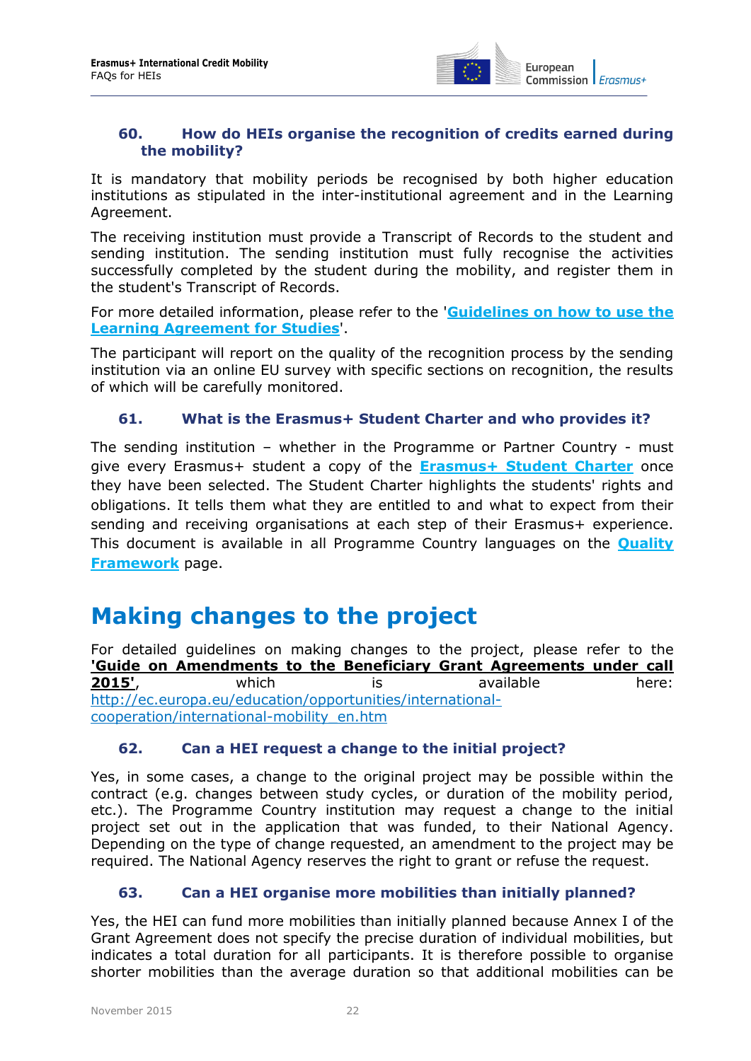### 60. How do HEIs organise the recognition of credits earned during the mobility?

It is mandatory that mobility periods be recognised by both higher education institutions as stipulated in the inter-institutional agreement and in the Learning Agreement.

The receiving institution must provide a Transcript of Records to the student and sending institution. The sending institution must fully recognise the activities successfully completed by the student during the mobility, and register them in the student's Transcript of Records.

For more detailed information, please refer to the '**Guidelines on how to use the Learning Agreement for Studies**'.

The participant will report on the quality of the recognition process by the sending institution via an online EU survey with specific sections on recognition, the results of which will be carefully monitored.

### 61. What is the Erasmus+ Student Charter and who provides it?

The sending institution – whether in the Programme or Partner Country - must give every Erasmus+ student a copy of the **Erasmus+ Student Charter** once they have been selected. The Student Charter highlights the students' rights and obligations. It tells them what they are entitled to and what to expect from their sending and receiving organisations at each step of their Erasmus+ experience. This document is available in all Programme Country languages on the **Quality Framework** page.

# Making changes to the project

For detailed guidelines on making changes to the project, please refer to the **'Guide on Amendments to the Beneficiary Grant Agreements under call 2015'**, which is available here: http://ec.europa.eu/education/opportunities/international-cooperation/international-mobility_en.htm

### 62. Can a HEI request a change to the initial project?

Yes, in some cases, a change to the original project may be possible within the contract (e.g. changes between study cycles, or duration of the mobility period, etc.). The Programme Country institution may request a change to the initial project set out in the application that was funded, to their National Agency. Depending on the type of change requested, an amendment to the project may be required. The National Agency reserves the right to grant or refuse the request.

### 63. Can a HEI organise more mobilities than initially planned?

Yes, the HEI can fund more mobilities than initially planned because Annex I of the Grant Agreement does not specify the precise duration of individual mobilities, but indicates a total duration for all participants. It is therefore possible to organise shorter mobilities than the average duration so that additional mobilities can be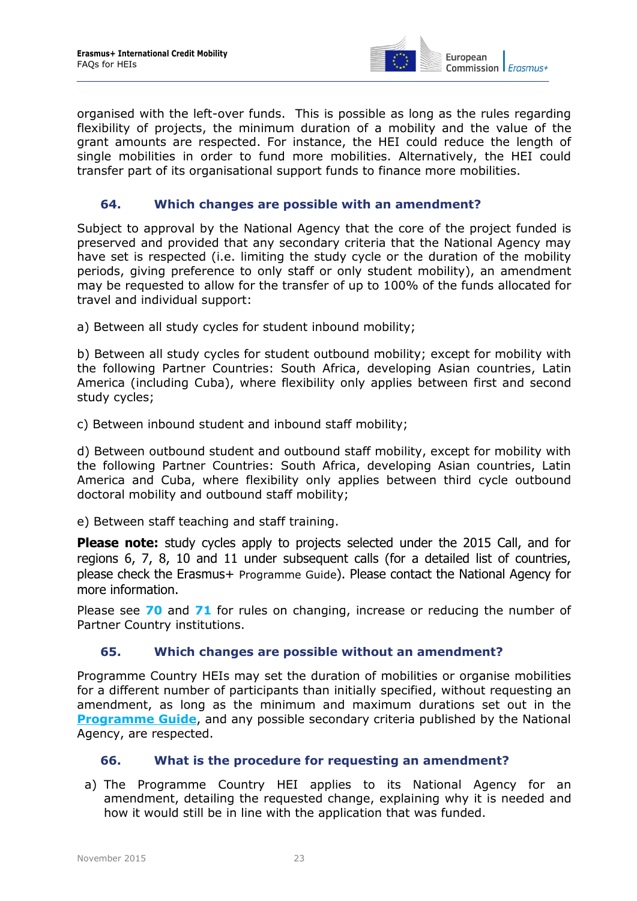organised with the left-over funds. This is possible as long as the rules regarding flexibility of projects, the minimum duration of a mobility and the value of the grant amounts are respected. For instance, the HEI could reduce the length of single mobilities in order to fund more mobilities. Alternatively, the HEI could transfer part of its organisational support funds to finance more mobilities.

### 64. Which changes are possible with an amendment?

Subject to approval by the National Agency that the core of the project funded is preserved and provided that any secondary criteria that the National Agency may have set is respected (i.e. limiting the study cycle or the duration of the mobility periods, giving preference to only staff or only student mobility), an amendment may be requested to allow for the transfer of up to 100% of the funds allocated for travel and individual support:

a) Between all study cycles for student inbound mobility;

b) Between all study cycles for student outbound mobility; except for mobility with the following Partner Countries: South Africa, developing Asian countries, Latin America (including Cuba), where flexibility only applies between first and second study cycles;

c) Between inbound student and inbound staff mobility;

d) Between outbound student and outbound staff mobility, except for mobility with the following Partner Countries: South Africa, developing Asian countries, Latin America and Cuba, where flexibility only applies between third cycle outbound doctoral mobility and outbound staff mobility;

e) Between staff teaching and staff training.

**Please note:** study cycles apply to projects selected under the 2015 Call, and for regions 6, 7, 8, 10 and 11 under subsequent calls (for a detailed list of countries, please check the Erasmus+ Programme Guide). Please contact the National Agency for more information.

Please see **70** and **71** for rules on changing, increase or reducing the number of Partner Country institutions.

### 65. Which changes are possible without an amendment?

Programme Country HEIs may set the duration of mobilities or organise mobilities for a different number of participants than initially specified, without requesting an amendment, as long as the minimum and maximum durations set out in the **Programme Guide**, and any possible secondary criteria published by the National Agency, are respected.

### 66. What is the procedure for requesting an amendment?

a) The Programme Country HEI applies to its National Agency for an amendment, detailing the requested change, explaining why it is needed and how it would still be in line with the application that was funded.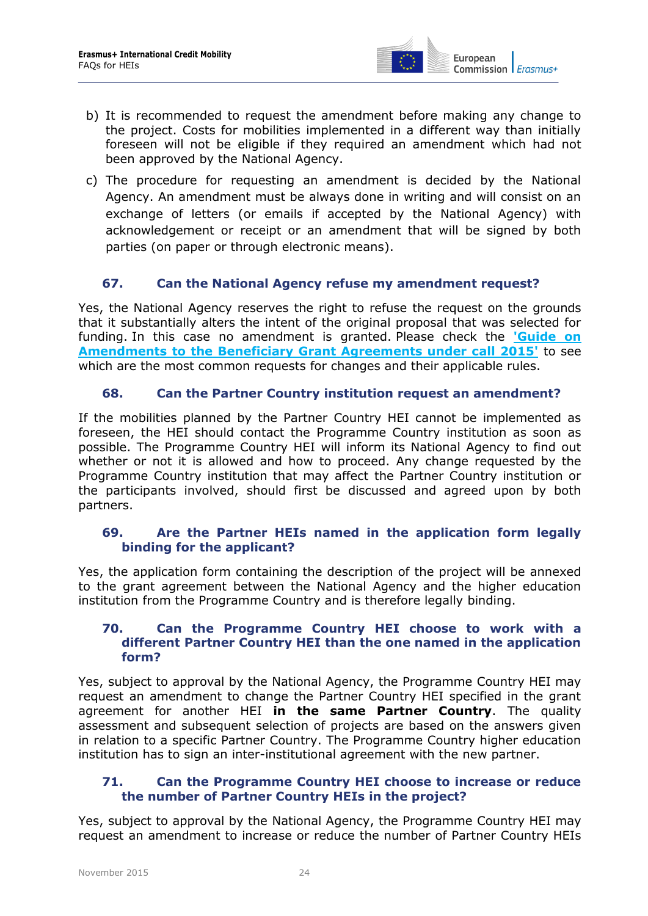b) It is recommended to request the amendment before making any change to the project. Costs for mobilities implemented in a different way than initially foreseen will not be eligible if they required an amendment which had not been approved by the National Agency.

c) The procedure for requesting an amendment is decided by the National Agency. An amendment must be always done in writing and will consist on an exchange of letters (or emails if accepted by the National Agency) with acknowledgement or receipt or an amendment that will be signed by both parties (on paper or through electronic means).

### 67. Can the National Agency refuse my amendment request?

Yes, the National Agency reserves the right to refuse the request on the grounds that it substantially alters the intent of the original proposal that was selected for funding. In this case no amendment is granted. Please check the **'Guide on Amendments to the Beneficiary Grant Agreements under call 2015'** to see which are the most common requests for changes and their applicable rules.

### 68. Can the Partner Country institution request an amendment?

If the mobilities planned by the Partner Country HEI cannot be implemented as foreseen, the HEI should contact the Programme Country institution as soon as possible. The Programme Country HEI will inform its National Agency to find out whether or not it is allowed and how to proceed. Any change requested by the Programme Country institution that may affect the Partner Country institution or the participants involved, should first be discussed and agreed upon by both partners.

### 69. Are the Partner HEIs named in the application form legally binding for the applicant?

Yes, the application form containing the description of the project will be annexed to the grant agreement between the National Agency and the higher education institution from the Programme Country and is therefore legally binding.

### 70. Can the Programme Country HEI choose to work with a different Partner Country HEI than the one named in the application form?

Yes, subject to approval by the National Agency, the Programme Country HEI may request an amendment to change the Partner Country HEI specified in the grant agreement for another HEI **in the same Partner Country**. The quality assessment and subsequent selection of projects are based on the answers given in relation to a specific Partner Country. The Programme Country higher education institution has to sign an inter-institutional agreement with the new partner.

### 71. Can the Programme Country HEI choose to increase or reduce the number of Partner Country HEIs in the project?

Yes, subject to approval by the National Agency, the Programme Country HEI may request an amendment to increase or reduce the number of Partner Country HEIs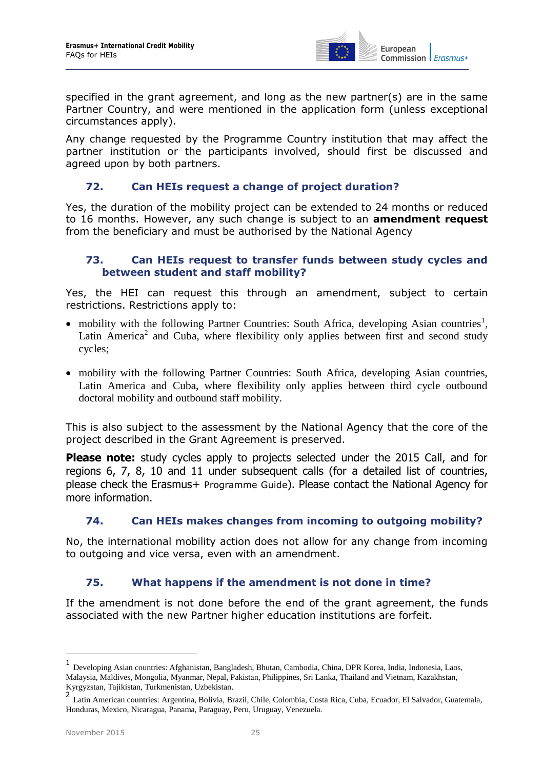specified in the grant agreement, and long as the new partner(s) are in the same Partner Country, and were mentioned in the application form (unless exceptional circumstances apply).

Any change requested by the Programme Country institution that may affect the partner institution or the participants involved, should first be discussed and agreed upon by both partners.

### 72. Can HEIs request a change of project duration?

Yes, the duration of the mobility project can be extended to 24 months or reduced to 16 months. However, any such change is subject to an **amendment request** from the beneficiary and must be authorised by the National Agency

### 73. Can HEIs request to transfer funds between study cycles and between student and staff mobility?

Yes, the HEI can request this through an amendment, subject to certain restrictions. Restrictions apply to:

- mobility with the following Partner Countries: South Africa, developing Asian countries[1], Latin America[2] and Cuba, where flexibility only applies between first and second study cycles;
- mobility with the following Partner Countries: South Africa, developing Asian countries, Latin America and Cuba, where flexibility only applies between third cycle outbound doctoral mobility and outbound staff mobility.

This is also subject to the assessment by the National Agency that the core of the project described in the Grant Agreement is preserved.

**Please note:** study cycles apply to projects selected under the 2015 Call, and for regions 6, 7, 8, 10 and 11 under subsequent calls (for a detailed list of countries, please check the Erasmus+ Programme Guide). Please contact the National Agency for more information.

### 74. Can HEIs makes changes from incoming to outgoing mobility?

No, the international mobility action does not allow for any change from incoming to outgoing and vice versa, even with an amendment.

### 75. What happens if the amendment is not done in time?

If the amendment is not done before the end of the grant agreement, the funds associated with the new Partner higher education institutions are forfeit.

---

[1] Developing Asian countries: Afghanistan, Bangladesh, Bhutan, Cambodia, China, DPR Korea, India, Indonesia, Laos, Malaysia, Maldives, Mongolia, Myanmar, Nepal, Pakistan, Philippines, Sri Lanka, Thailand and Vietnam, Kazakhstan, Kyrgyzstan, Tajikistan, Turkmenistan, Uzbekistan.

[2] Latin American countries: Argentina, Bolivia, Brazil, Chile, Colombia, Costa Rica, Cuba, Ecuador, El Salvador, Guatemala, Honduras, Mexico, Nicaragua, Panama, Paraguay, Peru, Uruguay, Venezuela.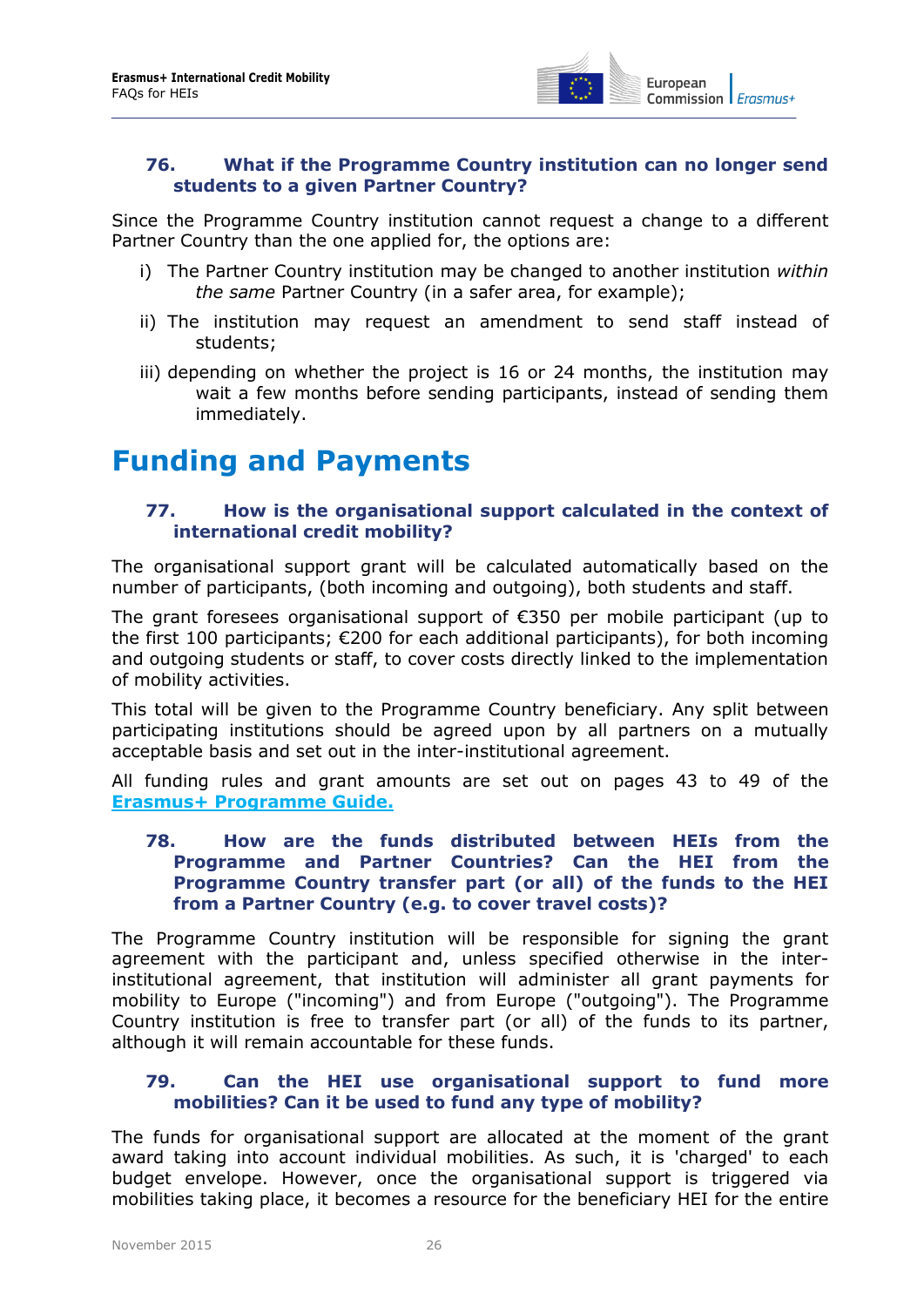### 76. What if the Programme Country institution can no longer send students to a given Partner Country?

Since the Programme Country institution cannot request a change to a different Partner Country than the one applied for, the options are:

i) The Partner Country institution may be changed to another institution *within the same* Partner Country (in a safer area, for example);

ii) The institution may request an amendment to send staff instead of students;

iii) depending on whether the project is 16 or 24 months, the institution may wait a few months before sending participants, instead of sending them immediately.

# Funding and Payments

### 77. How is the organisational support calculated in the context of international credit mobility?

The organisational support grant will be calculated automatically based on the number of participants, (both incoming and outgoing), both students and staff.

The grant foresees organisational support of €350 per mobile participant (up to the first 100 participants; €200 for each additional participants), for both incoming and outgoing students or staff, to cover costs directly linked to the implementation of mobility activities.

This total will be given to the Programme Country beneficiary. Any split between participating institutions should be agreed upon by all partners on a mutually acceptable basis and set out in the inter-institutional agreement.

All funding rules and grant amounts are set out on pages 43 to 49 of the **Erasmus+ Programme Guide.**

### 78. How are the funds distributed between HEIs from the Programme and Partner Countries? Can the HEI from the Programme Country transfer part (or all) of the funds to the HEI from a Partner Country (e.g. to cover travel costs)?

The Programme Country institution will be responsible for signing the grant agreement with the participant and, unless specified otherwise in the inter-institutional agreement, that institution will administer all grant payments for mobility to Europe ("incoming") and from Europe ("outgoing"). The Programme Country institution is free to transfer part (or all) of the funds to its partner, although it will remain accountable for these funds.

### 79. Can the HEI use organisational support to fund more mobilities? Can it be used to fund any type of mobility?

The funds for organisational support are allocated at the moment of the grant award taking into account individual mobilities. As such, it is 'charged' to each budget envelope. However, once the organisational support is triggered via mobilities taking place, it becomes a resource for the beneficiary HEI for the entire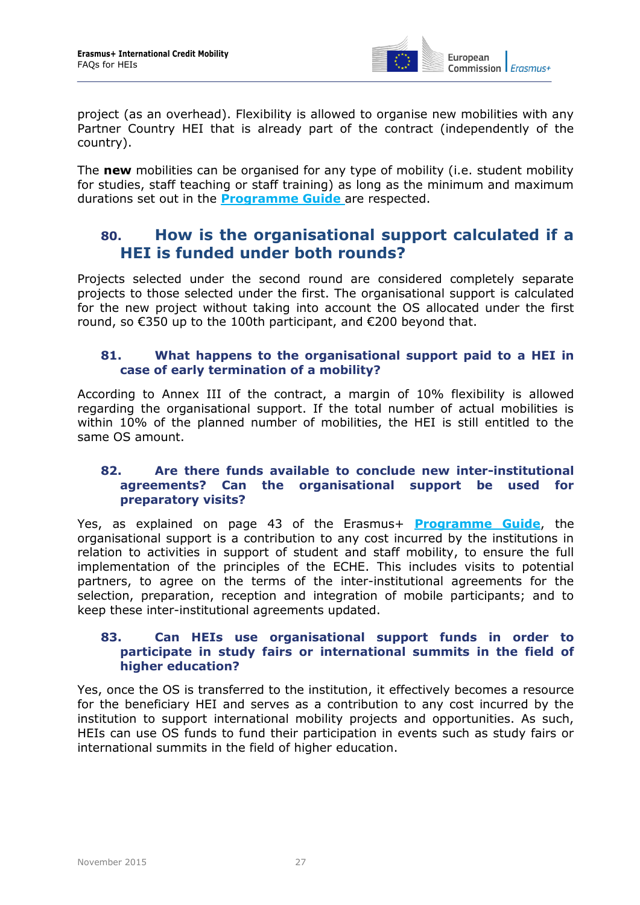project (as an overhead). Flexibility is allowed to organise new mobilities with any Partner Country HEI that is already part of the contract (independently of the country).

The **new** mobilities can be organised for any type of mobility (i.e. student mobility for studies, staff teaching or staff training) as long as the minimum and maximum durations set out in the **Programme Guide** are respected.

## 80. How is the organisational support calculated if a HEI is funded under both rounds?

Projects selected under the second round are considered completely separate projects to those selected under the first. The organisational support is calculated for the new project without taking into account the OS allocated under the first round, so €350 up to the 100th participant, and €200 beyond that.

### 81. What happens to the organisational support paid to a HEI in case of early termination of a mobility?

According to Annex III of the contract, a margin of 10% flexibility is allowed regarding the organisational support. If the total number of actual mobilities is within 10% of the planned number of mobilities, the HEI is still entitled to the same OS amount.

### 82. Are there funds available to conclude new inter-institutional agreements? Can the organisational support be used for preparatory visits?

Yes, as explained on page 43 of the Erasmus+ **Programme Guide**, the organisational support is a contribution to any cost incurred by the institutions in relation to activities in support of student and staff mobility, to ensure the full implementation of the principles of the ECHE. This includes visits to potential partners, to agree on the terms of the inter-institutional agreements for the selection, preparation, reception and integration of mobile participants; and to keep these inter-institutional agreements updated.

### 83. Can HEIs use organisational support funds in order to participate in study fairs or international summits in the field of higher education?

Yes, once the OS is transferred to the institution, it effectively becomes a resource for the beneficiary HEI and serves as a contribution to any cost incurred by the institution to support international mobility projects and opportunities. As such, HEIs can use OS funds to fund their participation in events such as study fairs or international summits in the field of higher education.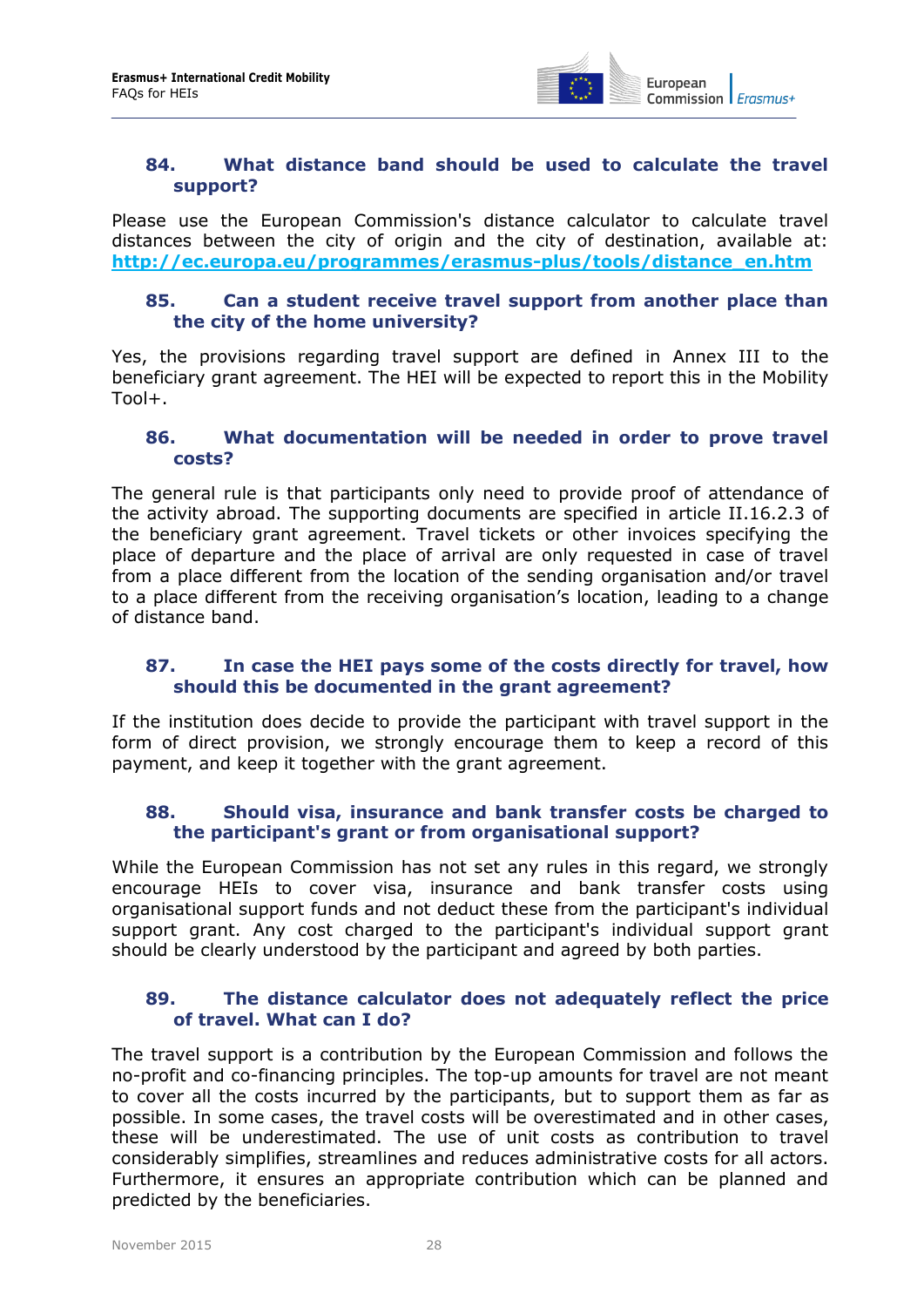### 84. What distance band should be used to calculate the travel support?

Please use the European Commission's distance calculator to calculate travel distances between the city of origin and the city of destination, available at: [http://ec.europa.eu/programmes/erasmus-plus/tools/distance_en.htm](http://ec.europa.eu/programmes/erasmus-plus/tools/distance_en.htm)

### 85. Can a student receive travel support from another place than the city of the home university?

Yes, the provisions regarding travel support are defined in Annex III to the beneficiary grant agreement. The HEI will be expected to report this in the Mobility Tool+.

### 86. What documentation will be needed in order to prove travel costs?

The general rule is that participants only need to provide proof of attendance of the activity abroad. The supporting documents are specified in article II.16.2.3 of the beneficiary grant agreement. Travel tickets or other invoices specifying the place of departure and the place of arrival are only requested in case of travel from a place different from the location of the sending organisation and/or travel to a place different from the receiving organisation's location, leading to a change of distance band.

### 87. In case the HEI pays some of the costs directly for travel, how should this be documented in the grant agreement?

If the institution does decide to provide the participant with travel support in the form of direct provision, we strongly encourage them to keep a record of this payment, and keep it together with the grant agreement.

### 88. Should visa, insurance and bank transfer costs be charged to the participant's grant or from organisational support?

While the European Commission has not set any rules in this regard, we strongly encourage HEIs to cover visa, insurance and bank transfer costs using organisational support funds and not deduct these from the participant's individual support grant. Any cost charged to the participant's individual support grant should be clearly understood by the participant and agreed by both parties.

### 89. The distance calculator does not adequately reflect the price of travel. What can I do?

The travel support is a contribution by the European Commission and follows the no-profit and co-financing principles. The top-up amounts for travel are not meant to cover all the costs incurred by the participants, but to support them as far as possible. In some cases, the travel costs will be overestimated and in other cases, these will be underestimated. The use of unit costs as contribution to travel considerably simplifies, streamlines and reduces administrative costs for all actors. Furthermore, it ensures an appropriate contribution which can be planned and predicted by the beneficiaries.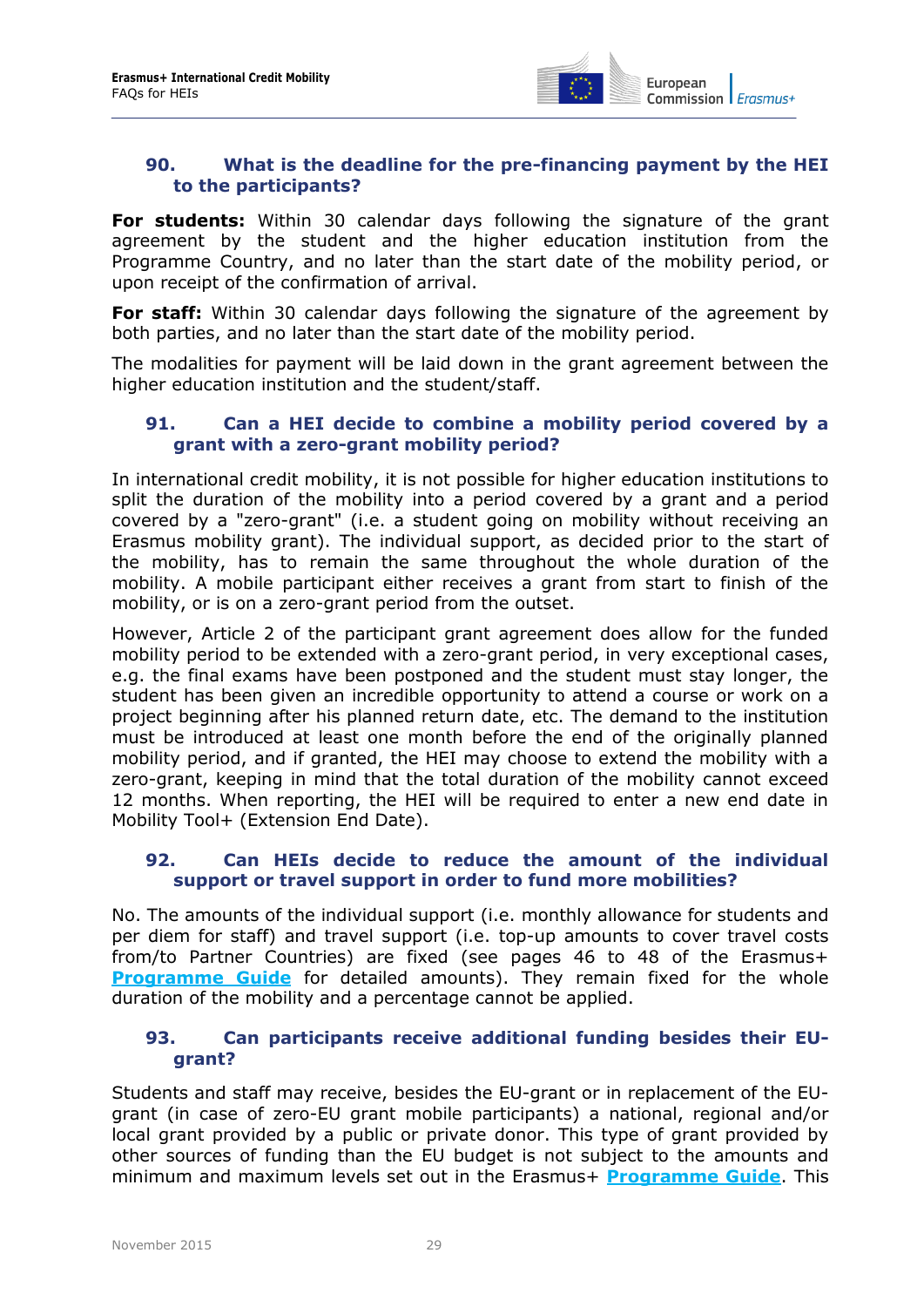### 90. What is the deadline for the pre-financing payment by the HEI to the participants?

**For students:** Within 30 calendar days following the signature of the grant agreement by the student and the higher education institution from the Programme Country, and no later than the start date of the mobility period, or upon receipt of the confirmation of arrival.

**For staff:** Within 30 calendar days following the signature of the agreement by both parties, and no later than the start date of the mobility period.

The modalities for payment will be laid down in the grant agreement between the higher education institution and the student/staff.

### 91. Can a HEI decide to combine a mobility period covered by a grant with a zero-grant mobility period?

In international credit mobility, it is not possible for higher education institutions to split the duration of the mobility into a period covered by a grant and a period covered by a "zero-grant" (i.e. a student going on mobility without receiving an Erasmus mobility grant). The individual support, as decided prior to the start of the mobility, has to remain the same throughout the whole duration of the mobility. A mobile participant either receives a grant from start to finish of the mobility, or is on a zero-grant period from the outset.

However, Article 2 of the participant grant agreement does allow for the funded mobility period to be extended with a zero-grant period, in very exceptional cases, e.g. the final exams have been postponed and the student must stay longer, the student has been given an incredible opportunity to attend a course or work on a project beginning after his planned return date, etc. The demand to the institution must be introduced at least one month before the end of the originally planned mobility period, and if granted, the HEI may choose to extend the mobility with a zero-grant, keeping in mind that the total duration of the mobility cannot exceed 12 months. When reporting, the HEI will be required to enter a new end date in Mobility Tool+ (Extension End Date).

### 92. Can HEIs decide to reduce the amount of the individual support or travel support in order to fund more mobilities?

No. The amounts of the individual support (i.e. monthly allowance for students and per diem for staff) and travel support (i.e. top-up amounts to cover travel costs from/to Partner Countries) are fixed (see pages 46 to 48 of the Erasmus+ **Programme Guide** for detailed amounts). They remain fixed for the whole duration of the mobility and a percentage cannot be applied.

### 93. Can participants receive additional funding besides their EU-grant?

Students and staff may receive, besides the EU-grant or in replacement of the EU-grant (in case of zero-EU grant mobile participants) a national, regional and/or local grant provided by a public or private donor. This type of grant provided by other sources of funding than the EU budget is not subject to the amounts and minimum and maximum levels set out in the Erasmus+ **Programme Guide**. This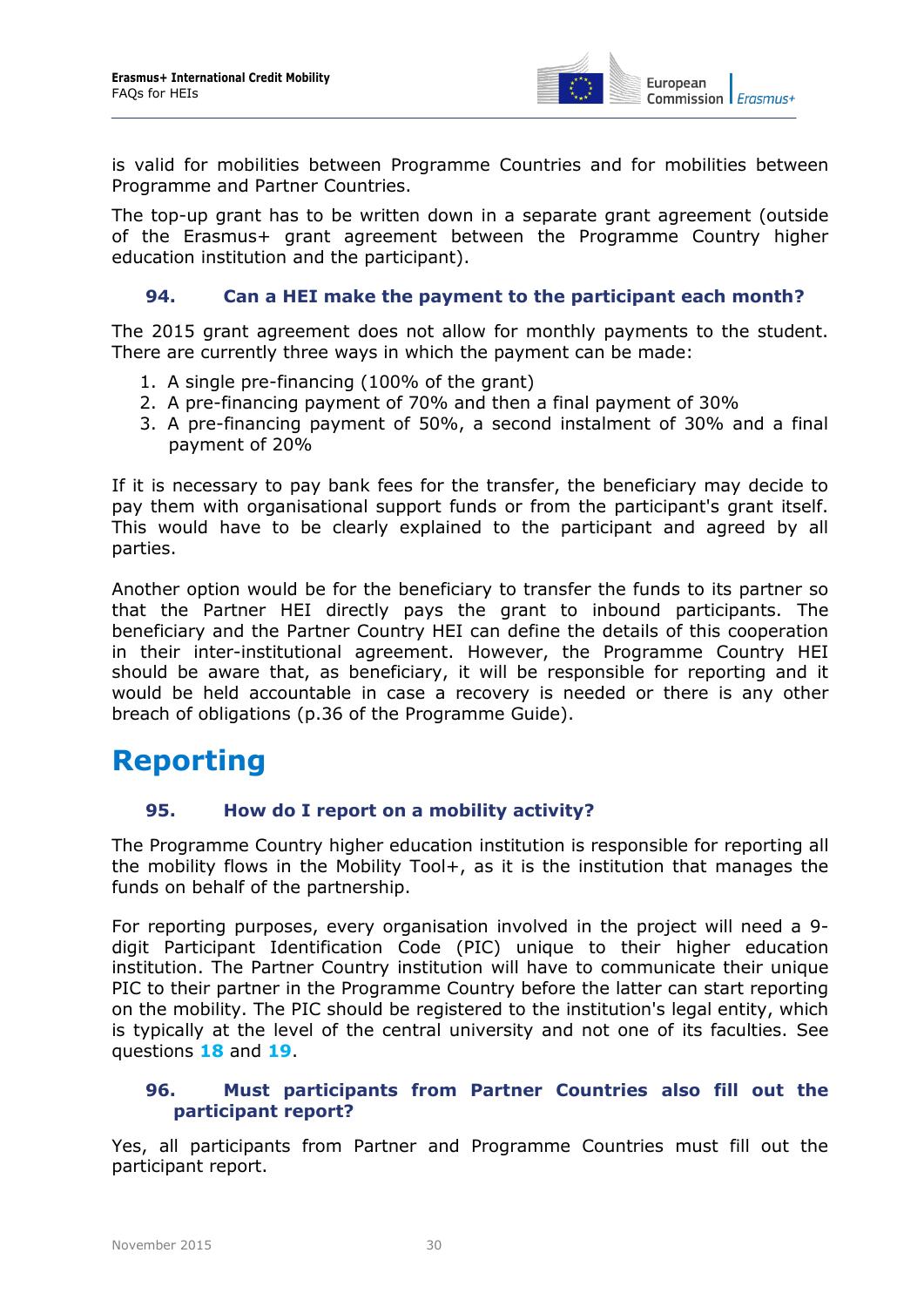is valid for mobilities between Programme Countries and for mobilities between Programme and Partner Countries.

The top-up grant has to be written down in a separate grant agreement (outside of the Erasmus+ grant agreement between the Programme Country higher education institution and the participant).

### 94. Can a HEI make the payment to the participant each month?

The 2015 grant agreement does not allow for monthly payments to the student. There are currently three ways in which the payment can be made:

1. A single pre-financing (100% of the grant)
2. A pre-financing payment of 70% and then a final payment of 30%
3. A pre-financing payment of 50%, a second instalment of 30% and a final payment of 20%

If it is necessary to pay bank fees for the transfer, the beneficiary may decide to pay them with organisational support funds or from the participant's grant itself. This would have to be clearly explained to the participant and agreed by all parties.

Another option would be for the beneficiary to transfer the funds to its partner so that the Partner HEI directly pays the grant to inbound participants. The beneficiary and the Partner Country HEI can define the details of this cooperation in their inter-institutional agreement. However, the Programme Country HEI should be aware that, as beneficiary, it will be responsible for reporting and it would be held accountable in case a recovery is needed or there is any other breach of obligations (p.36 of the Programme Guide).

## Reporting

### 95. How do I report on a mobility activity?

The Programme Country higher education institution is responsible for reporting all the mobility flows in the Mobility Tool+, as it is the institution that manages the funds on behalf of the partnership.

For reporting purposes, every organisation involved in the project will need a 9-digit Participant Identification Code (PIC) unique to their higher education institution. The Partner Country institution will have to communicate their unique PIC to their partner in the Programme Country before the latter can start reporting on the mobility. The PIC should be registered to the institution's legal entity, which is typically at the level of the central university and not one of its faculties. See questions **18** and **19**.

### 96. Must participants from Partner Countries also fill out the participant report?

Yes, all participants from Partner and Programme Countries must fill out the participant report.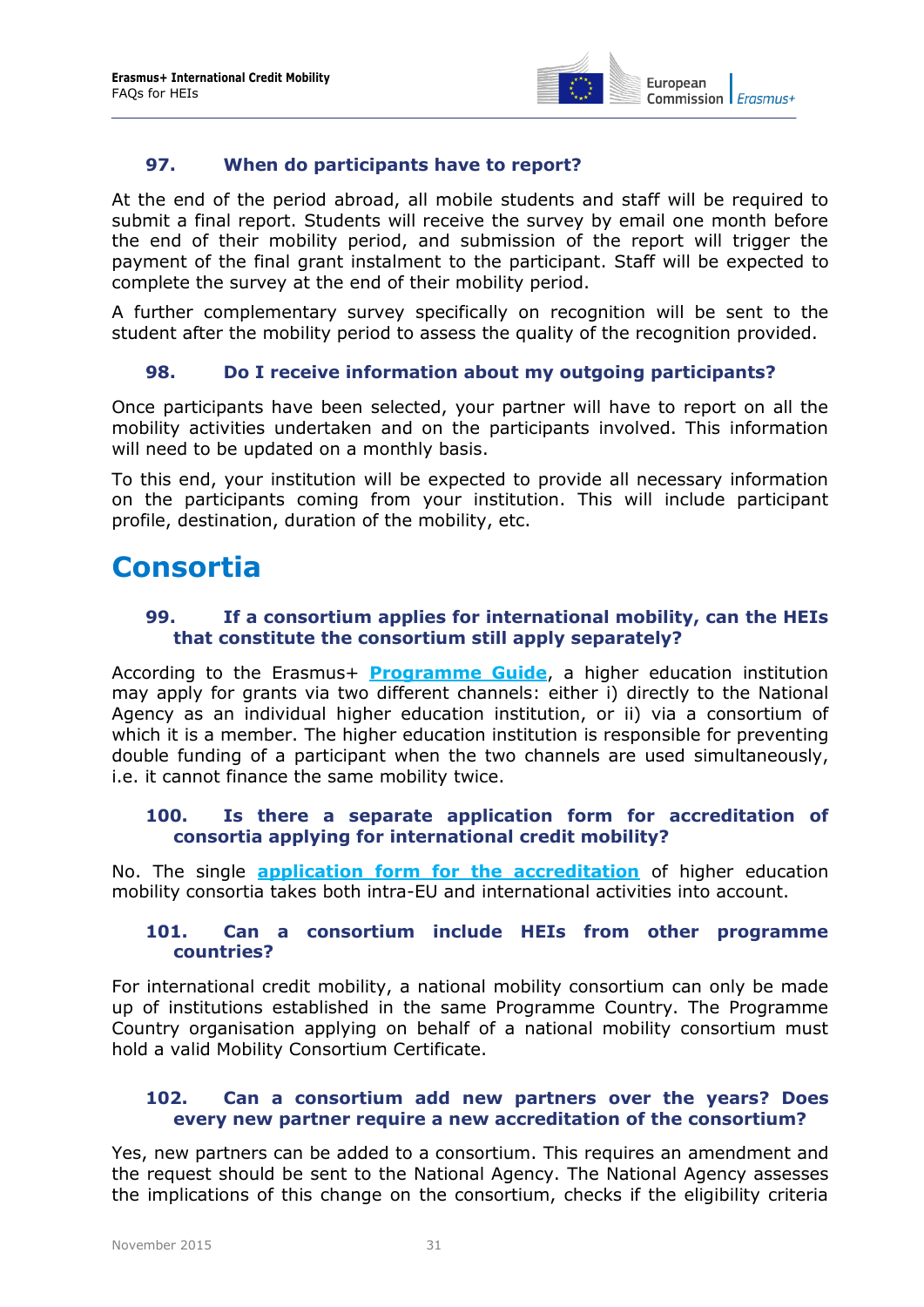### 97. When do participants have to report?

At the end of the period abroad, all mobile students and staff will be required to submit a final report. Students will receive the survey by email one month before the end of their mobility period, and submission of the report will trigger the payment of the final grant instalment to the participant. Staff will be expected to complete the survey at the end of their mobility period.

A further complementary survey specifically on recognition will be sent to the student after the mobility period to assess the quality of the recognition provided.

### 98. Do I receive information about my outgoing participants?

Once participants have been selected, your partner will have to report on all the mobility activities undertaken and on the participants involved. This information will need to be updated on a monthly basis.

To this end, your institution will be expected to provide all necessary information on the participants coming from your institution. This will include participant profile, destination, duration of the mobility, etc.

# Consortia

### 99. If a consortium applies for international mobility, can the HEIs that constitute the consortium still apply separately?

According to the Erasmus+ **Programme Guide**, a higher education institution may apply for grants via two different channels: either i) directly to the National Agency as an individual higher education institution, or ii) via a consortium of which it is a member. The higher education institution is responsible for preventing double funding of a participant when the two channels are used simultaneously, i.e. it cannot finance the same mobility twice.

### 100. Is there a separate application form for accreditation of consortia applying for international credit mobility?

No. The single **application form for the accreditation** of higher education mobility consortia takes both intra-EU and international activities into account.

### 101. Can a consortium include HEIs from other programme countries?

For international credit mobility, a national mobility consortium can only be made up of institutions established in the same Programme Country. The Programme Country organisation applying on behalf of a national mobility consortium must hold a valid Mobility Consortium Certificate.

### 102. Can a consortium add new partners over the years? Does every new partner require a new accreditation of the consortium?

Yes, new partners can be added to a consortium. This requires an amendment and the request should be sent to the National Agency. The National Agency assesses the implications of this change on the consortium, checks if the eligibility criteria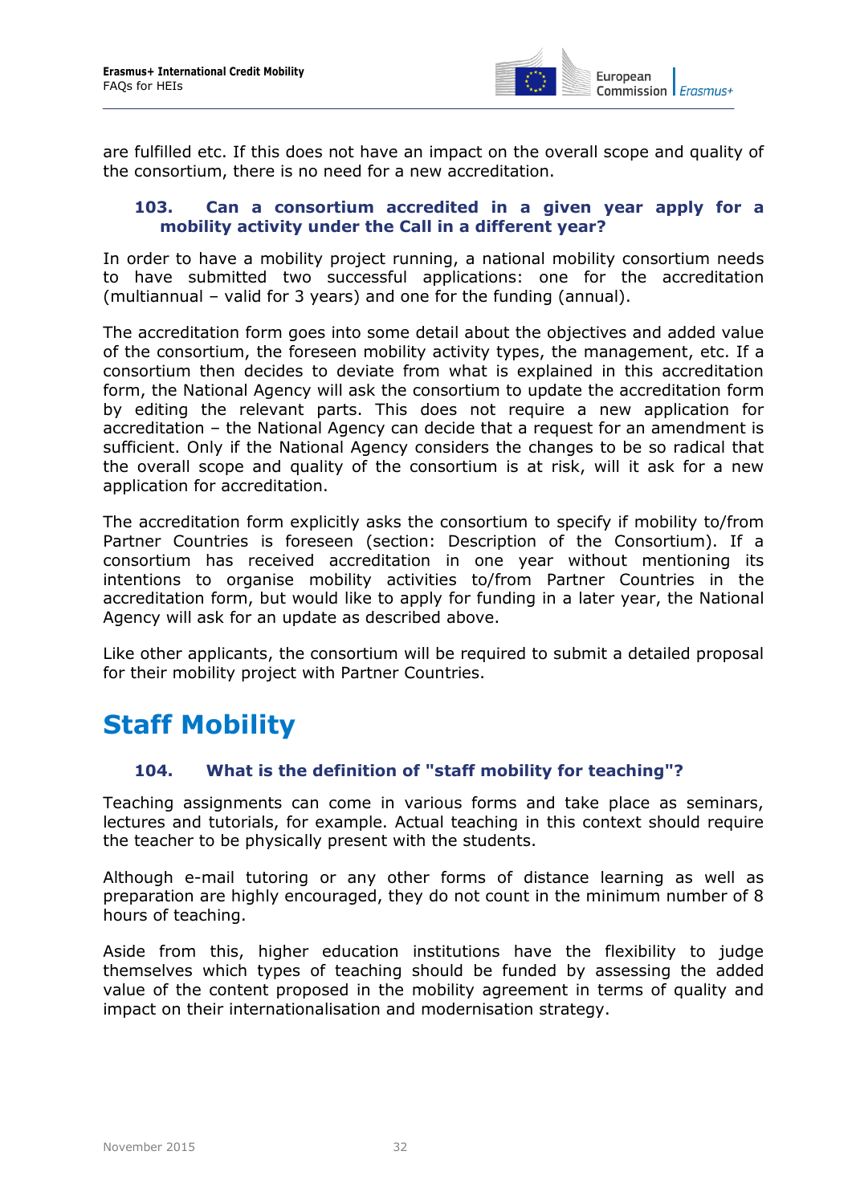are fulfilled etc. If this does not have an impact on the overall scope and quality of the consortium, there is no need for a new accreditation.

### 103. Can a consortium accredited in a given year apply for a mobility activity under the Call in a different year?

In order to have a mobility project running, a national mobility consortium needs to have submitted two successful applications: one for the accreditation (multiannual – valid for 3 years) and one for the funding (annual).

The accreditation form goes into some detail about the objectives and added value of the consortium, the foreseen mobility activity types, the management, etc. If a consortium then decides to deviate from what is explained in this accreditation form, the National Agency will ask the consortium to update the accreditation form by editing the relevant parts. This does not require a new application for accreditation – the National Agency can decide that a request for an amendment is sufficient. Only if the National Agency considers the changes to be so radical that the overall scope and quality of the consortium is at risk, will it ask for a new application for accreditation.

The accreditation form explicitly asks the consortium to specify if mobility to/from Partner Countries is foreseen (section: Description of the Consortium). If a consortium has received accreditation in one year without mentioning its intentions to organise mobility activities to/from Partner Countries in the accreditation form, but would like to apply for funding in a later year, the National Agency will ask for an update as described above.

Like other applicants, the consortium will be required to submit a detailed proposal for their mobility project with Partner Countries.

# Staff Mobility

### 104. What is the definition of "staff mobility for teaching"?

Teaching assignments can come in various forms and take place as seminars, lectures and tutorials, for example. Actual teaching in this context should require the teacher to be physically present with the students.

Although e-mail tutoring or any other forms of distance learning as well as preparation are highly encouraged, they do not count in the minimum number of 8 hours of teaching.

Aside from this, higher education institutions have the flexibility to judge themselves which types of teaching should be funded by assessing the added value of the content proposed in the mobility agreement in terms of quality and impact on their internationalisation and modernisation strategy.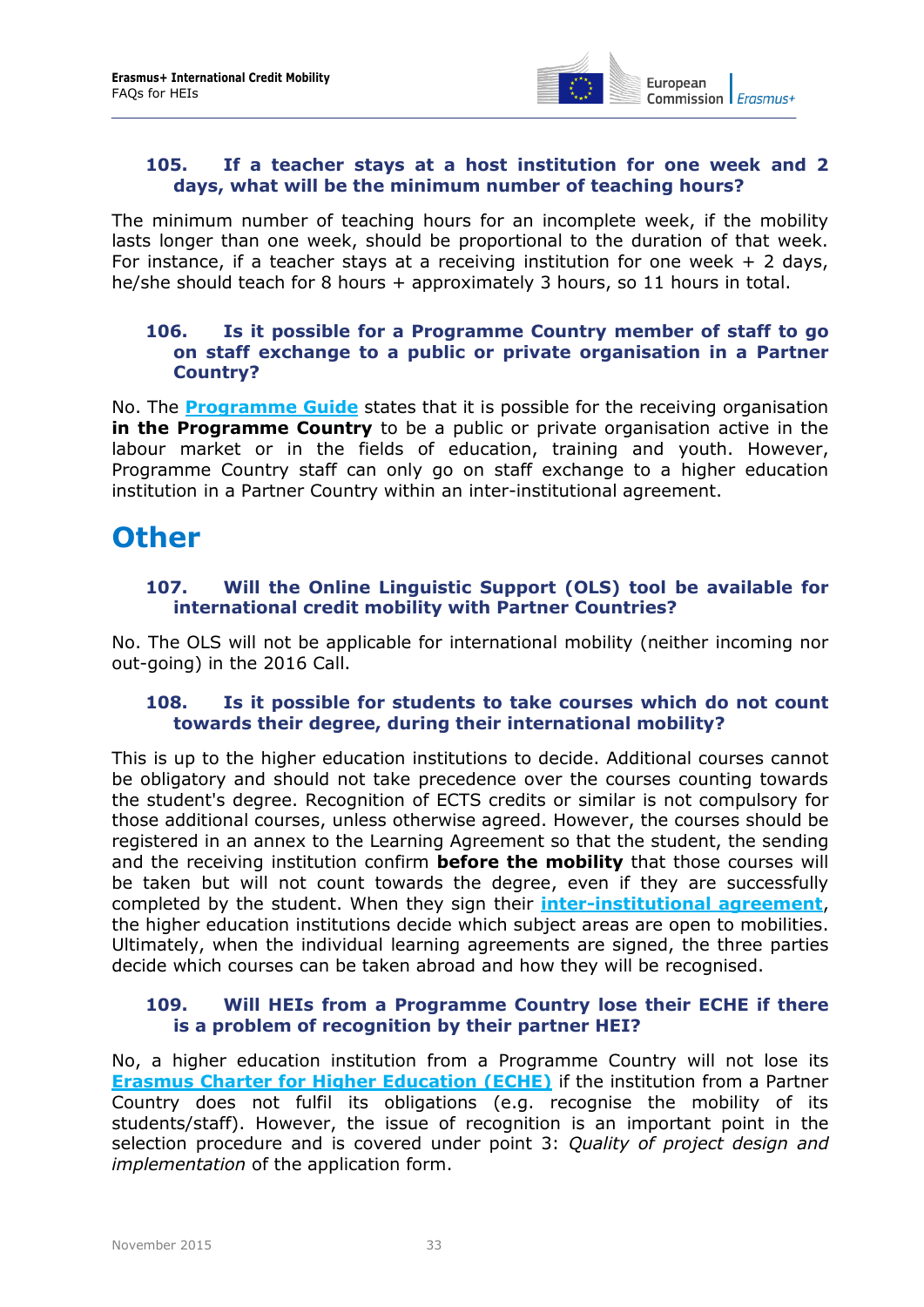### 105. If a teacher stays at a host institution for one week and 2 days, what will be the minimum number of teaching hours?

The minimum number of teaching hours for an incomplete week, if the mobility lasts longer than one week, should be proportional to the duration of that week. For instance, if a teacher stays at a receiving institution for one week + 2 days, he/she should teach for 8 hours + approximately 3 hours, so 11 hours in total.

### 106. Is it possible for a Programme Country member of staff to go on staff exchange to a public or private organisation in a Partner Country?

No. The Programme Guide states that it is possible for the receiving organisation **in the Programme Country** to be a public or private organisation active in the labour market or in the fields of education, training and youth. However, Programme Country staff can only go on staff exchange to a higher education institution in a Partner Country within an inter-institutional agreement.

# Other

### 107. Will the Online Linguistic Support (OLS) tool be available for international credit mobility with Partner Countries?

No. The OLS will not be applicable for international mobility (neither incoming nor out-going) in the 2016 Call.

### 108. Is it possible for students to take courses which do not count towards their degree, during their international mobility?

This is up to the higher education institutions to decide. Additional courses cannot be obligatory and should not take precedence over the courses counting towards the student's degree. Recognition of ECTS credits or similar is not compulsory for those additional courses, unless otherwise agreed. However, the courses should be registered in an annex to the Learning Agreement so that the student, the sending and the receiving institution confirm **before the mobility** that those courses will be taken but will not count towards the degree, even if they are successfully completed by the student. When they sign their inter-institutional agreement, the higher education institutions decide which subject areas are open to mobilities. Ultimately, when the individual learning agreements are signed, the three parties decide which courses can be taken abroad and how they will be recognised.

### 109. Will HEIs from a Programme Country lose their ECHE if there is a problem of recognition by their partner HEI?

No, a higher education institution from a Programme Country will not lose its Erasmus Charter for Higher Education (ECHE) if the institution from a Partner Country does not fulfil its obligations (e.g. recognise the mobility of its students/staff). However, the issue of recognition is an important point in the selection procedure and is covered under point 3: *Quality of project design and implementation* of the application form.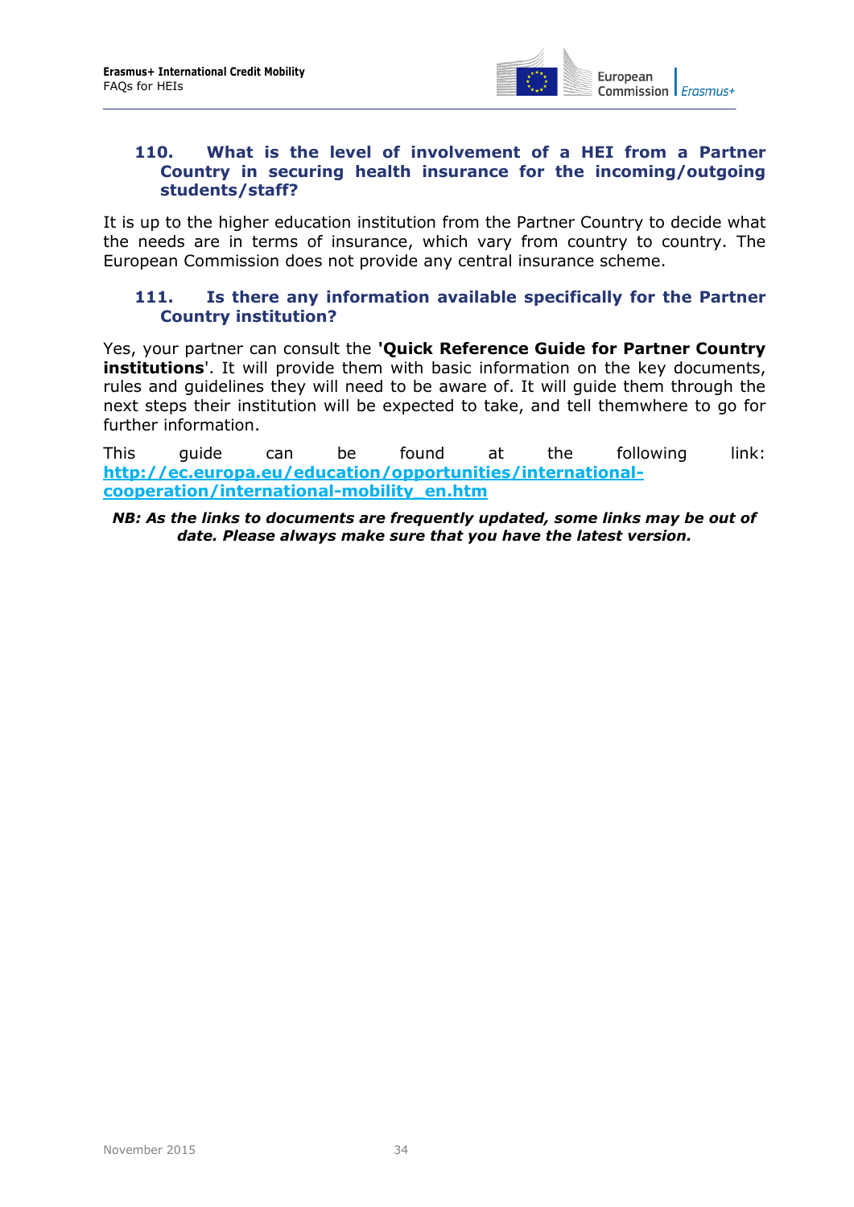### 110. What is the level of involvement of a HEI from a Partner Country in securing health insurance for the incoming/outgoing students/staff?

It is up to the higher education institution from the Partner Country to decide what the needs are in terms of insurance, which vary from country to country. The European Commission does not provide any central insurance scheme.

### 111. Is there any information available specifically for the Partner Country institution?

Yes, your partner can consult the **'Quick Reference Guide for Partner Country institutions**'. It will provide them with basic information on the key documents, rules and guidelines they will need to be aware of. It will guide them through the next steps their institution will be expected to take, and tell themwhere to go for further information.

This guide can be found at the following link: **http://ec.europa.eu/education/opportunities/international-cooperation/international-mobility_en.htm**

***NB: As the links to documents are frequently updated, some links may be out of date. Please always make sure that you have the latest version.***